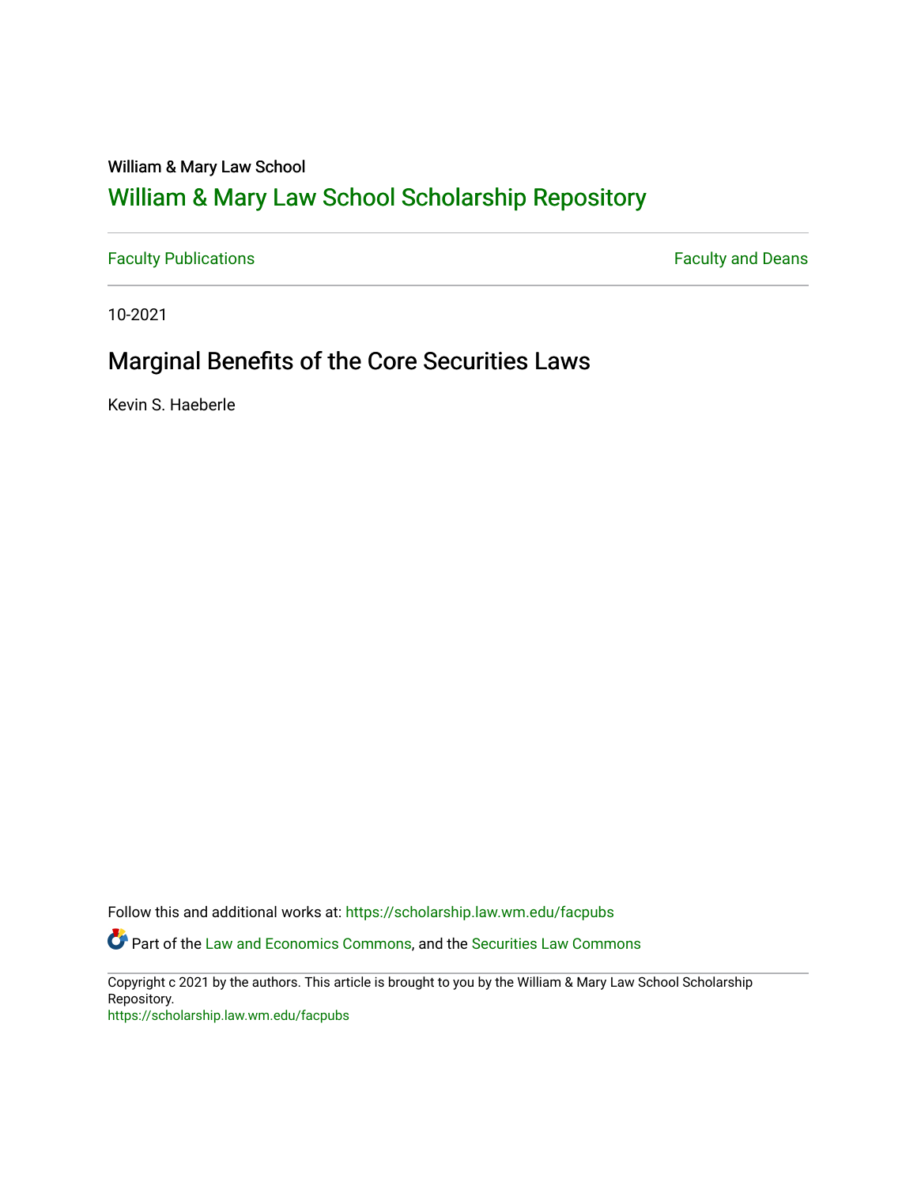William & Mary Law School

# William & Mary Law School Scholarship Repository

Faculty Publications | Faculty and Deans

10-2021

## Marginal Benefits of the Core Securities Laws

Kevin S. Haeberle

Follow this and additional works at: https://scholarship.law.wm.edu/facpubs

Part of the Law and Economics Commons, and the Securities Law Commons

Copyright c 2021 by the authors. This article is brought to you by the William & Mary Law School Scholarship Repository.
https://scholarship.law.wm.edu/facpubs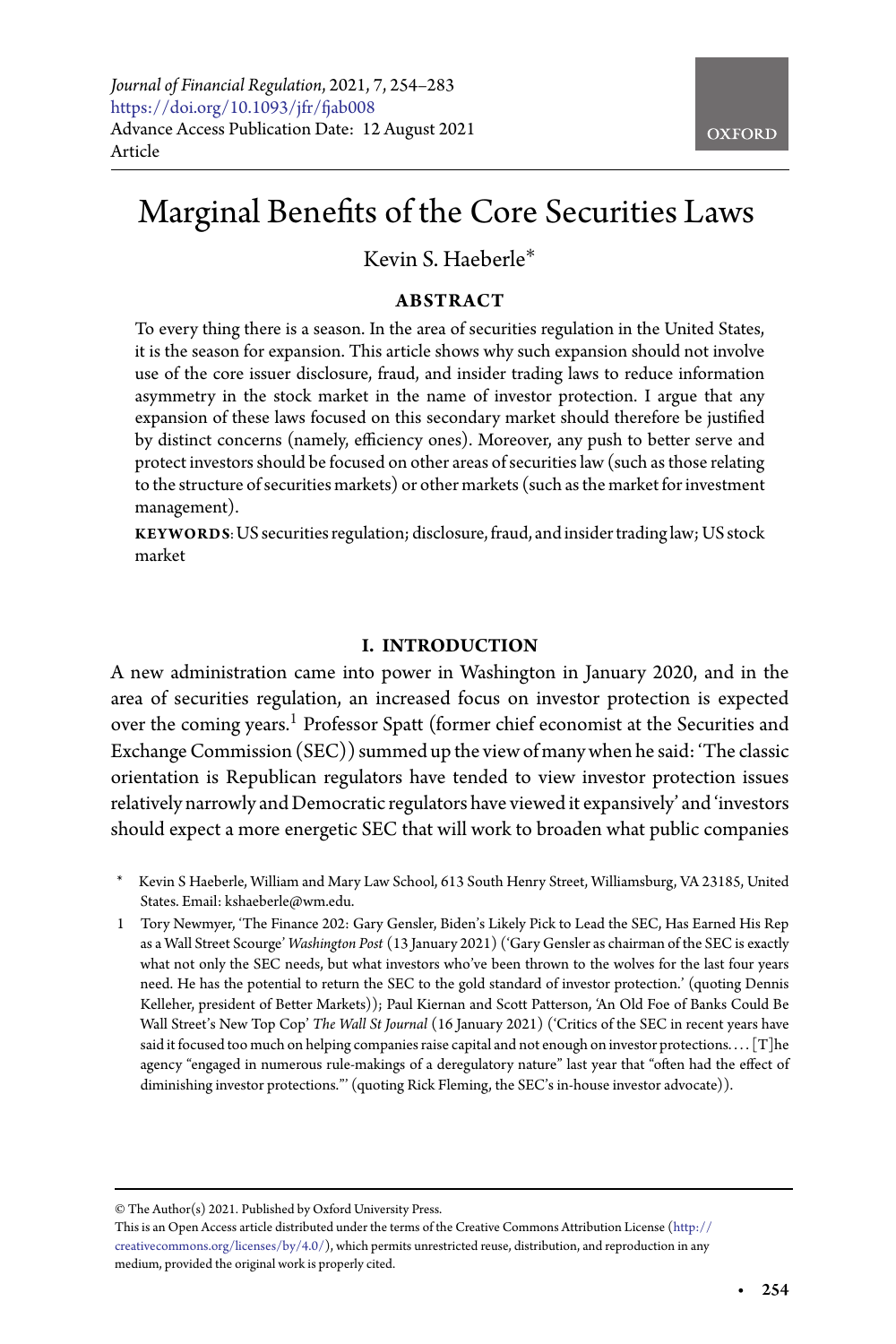# Marginal Benefits of the Core Securities Laws

Kevin S. Haeberle*

## ABSTRACT

To every thing there is a season. In the area of securities regulation in the United States, it is the season for expansion. This article shows why such expansion should not involve use of the core issuer disclosure, fraud, and insider trading laws to reduce information asymmetry in the stock market in the name of investor protection. I argue that any expansion of these laws focused on this secondary market should therefore be justified by distinct concerns (namely, efficiency ones). Moreover, any push to better serve and protect investors should be focused on other areas of securities law (such as those relating to the structure of securities markets) or other markets (such as the market for investment management).

**KEYWORDS**: US securities regulation; disclosure, fraud, and insider trading law; US stock market

## I. INTRODUCTION

A new administration came into power in Washington in January 2020, and in the area of securities regulation, an increased focus on investor protection is expected over the coming years.[1] Professor Spatt (former chief economist at the Securities and Exchange Commission (SEC)) summed up the view of many when he said: 'The classic orientation is Republican regulators have tended to view investor protection issues relatively narrowly and Democratic regulators have viewed it expansively' and 'investors should expect a more energetic SEC that will work to broaden what public companies

---

\* Kevin S Haeberle, William and Mary Law School, 613 South Henry Street, Williamsburg, VA 23185, United States. Email: khaeberle@wm.edu.

1 Tory Newmyer, 'The Finance 202: Gary Gensler, Biden's Likely Pick to Lead the SEC, Has Earned His Rep as a Wall Street Scourge' *Washington Post* (13 January 2021) ('Gary Gensler as chairman of the SEC is exactly what not only the SEC needs, but what investors who've been thrown to the wolves for the last four years need. He has the potential to return the SEC to the gold standard of investor protection.' (quoting Dennis Kelleher, president of Better Markets)); Paul Kiernan and Scott Patterson, 'An Old Foe of Banks Could Be Wall Street's New Top Cop' *The Wall St Journal* (16 January 2021) ('Critics of the SEC in recent years have said it focused too much on helping companies raise capital and not enough on investor protections. ... [T]he agency "engaged in numerous rule-makings of a deregulatory nature" last year that "often had the effect of diminishing investor protections."' (quoting Rick Fleming, the SEC's in-house investor advocate)).

---

© The Author(s) 2021. Published by Oxford University Press.
This is an Open Access article distributed under the terms of the Creative Commons Attribution License (http://creativecommons.org/licenses/by/4.0/), which permits unrestricted reuse, distribution, and reproduction in any medium, provided the original work is properly cited.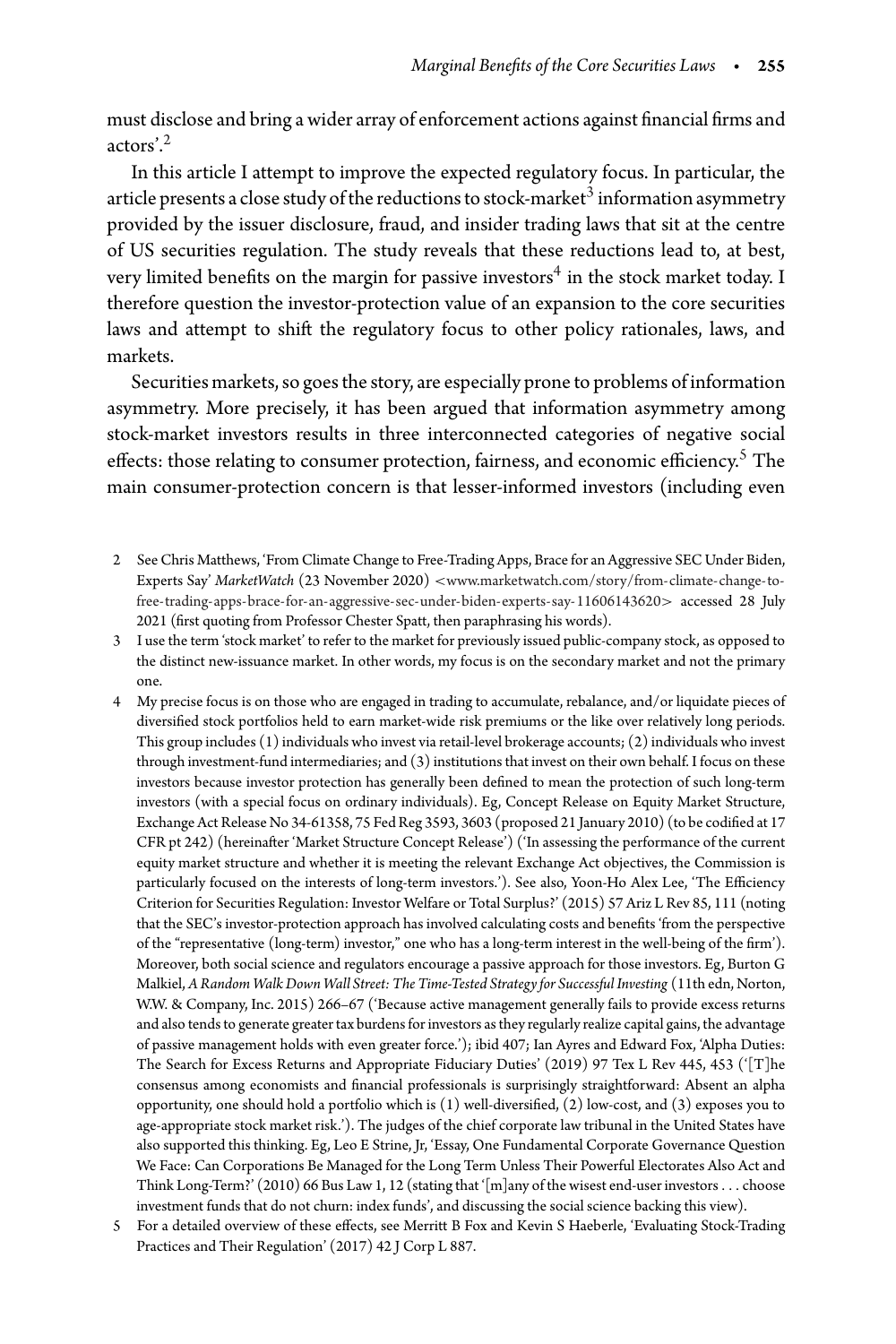must disclose and bring a wider array of enforcement actions against financial firms and actors'.[2]

In this article I attempt to improve the expected regulatory focus. In particular, the article presents a close study of the reductions to stock-market[3] information asymmetry provided by the issuer disclosure, fraud, and insider trading laws that sit at the centre of US securities regulation. The study reveals that these reductions lead to, at best, very limited benefits on the margin for passive investors[4] in the stock market today. I therefore question the investor-protection value of an expansion to the core securities laws and attempt to shift the regulatory focus to other policy rationales, laws, and markets.

Securities markets, so goes the story, are especially prone to problems of information asymmetry. More precisely, it has been argued that information asymmetry among stock-market investors results in three interconnected categories of negative social effects: those relating to consumer protection, fairness, and economic efficiency.[5] The main consumer-protection concern is that lesser-informed investors (including even

---

2 See Chris Matthews, 'From Climate Change to Free-Trading Apps, Brace for an Aggressive SEC Under Biden, Experts Say' *MarketWatch* (23 November 2020) <www.marketwatch.com/story/from-climate-change-to-free-trading-apps-brace-for-an-aggressive-sec-under-biden-experts-say-11606143620> accessed 28 July 2021 (first quoting from Professor Chester Spatt, then paraphrasing his words).

3 I use the term 'stock market' to refer to the market for previously issued public-company stock, as opposed to the distinct new-issuance market. In other words, my focus is on the secondary market and not the primary one.

4 My precise focus is on those who are engaged in trading to accumulate, rebalance, and/or liquidate pieces of diversified stock portfolios held to earn market-wide risk premiums or the like over relatively long periods. This group includes (1) individuals who invest via retail-level brokerage accounts; (2) individuals who invest through investment-fund intermediaries; and (3) institutions that invest on their own behalf. I focus on these investors because investor protection has generally been defined to mean the protection of such long-term investors (with a special focus on ordinary individuals). Eg, Concept Release on Equity Market Structure, Exchange Act Release No 34-61358, 75 Fed Reg 3593, 3603 (proposed 21 January 2010) (to be codified at 17 CFR pt 242) (hereinafter 'Market Structure Concept Release') ('In assessing the performance of the current equity market structure and whether it is meeting the relevant Exchange Act objectives, the Commission is particularly focused on the interests of long-term investors.'). See also, Yoon-Ho Alex Lee, 'The Efficiency Criterion for Securities Regulation: Investor Welfare or Total Surplus?' (2015) 57 Ariz L Rev 85, 111 (noting that the SEC's investor-protection approach has involved calculating costs and benefits 'from the perspective of the "representative (long-term) investor," one who has a long-term interest in the well-being of the firm'). Moreover, both social science and regulators encourage a passive approach for those investors. Eg, Burton G Malkiel, *A Random Walk Down Wall Street: The Time-Tested Strategy for Successful Investing* (11th edn, Norton, W.W. & Company, Inc. 2015) 266–67 ('Because active management generally fails to provide excess returns and also tends to generate greater tax burdens for investors as they regularly realize capital gains, the advantage of passive management holds with even greater force.'); ibid 407; Ian Ayres and Edward Fox, 'Alpha Duties: The Search for Excess Returns and Appropriate Fiduciary Duties' (2019) 97 Tex L Rev 445, 453 ('[T]he consensus among economists and financial professionals is surprisingly straightforward: Absent an alpha opportunity, one should hold a portfolio which is (1) well-diversified, (2) low-cost, and (3) exposes you to age-appropriate stock market risk.'). The judges of the chief corporate law tribunal in the United States have also supported this thinking. Eg, Leo E Strine, Jr, 'Essay, One Fundamental Corporate Governance Question We Face: Can Corporations Be Managed for the Long Term Unless Their Powerful Electorates Also Act and Think Long-Term?' (2010) 66 Bus Law 1, 12 (stating that '[m]any of the wisest end-user investors . . . choose investment funds that do not churn: index funds', and discussing the social science backing this view).

5 For a detailed overview of these effects, see Merritt B Fox and Kevin S Haeberle, 'Evaluating Stock-Trading Practices and Their Regulation' (2017) 42 J Corp L 887.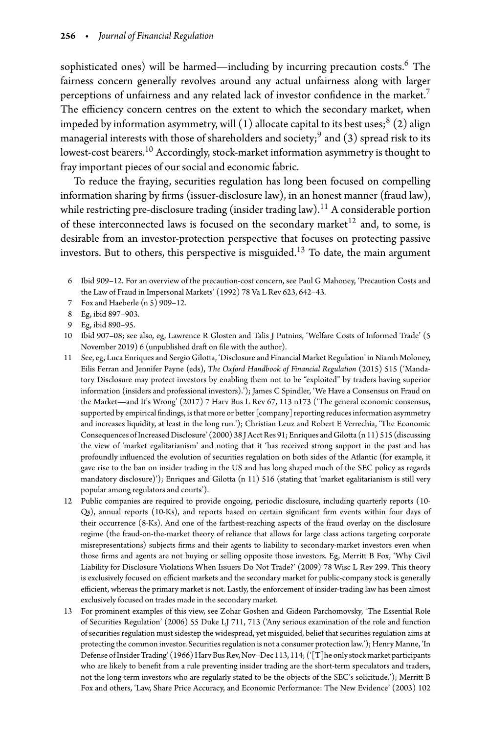sophisticated ones) will be harmed—including by incurring precaution costs.[6] The fairness concern generally revolves around any actual unfairness along with larger perceptions of unfairness and any related lack of investor confidence in the market.[7] The efficiency concern centres on the extent to which the secondary market, when impeded by information asymmetry, will (1) allocate capital to its best uses;[8] (2) align managerial interests with those of shareholders and society;[9] and (3) spread risk to its lowest-cost bearers.[10] Accordingly, stock-market information asymmetry is thought to fray important pieces of our social and economic fabric.

To reduce the fraying, securities regulation has long been focused on compelling information sharing by firms (issuer-disclosure law), in an honest manner (fraud law), while restricting pre-disclosure trading (insider trading law).[11] A considerable portion of these interconnected laws is focused on the secondary market[12] and, to some, is desirable from an investor-protection perspective that focuses on protecting passive investors. But to others, this perspective is misguided.[13] To date, the main argument

6 Ibid 909–12. For an overview of the precaution-cost concern, see Paul G Mahoney, 'Precaution Costs and the Law of Fraud in Impersonal Markets' (1992) 78 Va L Rev 623, 642–43.

7 Fox and Haeberle (n 5) 909–12.

8 Eg, ibid 897–903.

9 Eg, ibid 890–95.

10 Ibid 907–08; see also, eg, Lawrence R Glosten and Talis J Putnins, 'Welfare Costs of Informed Trade' (5 November 2019) 6 (unpublished draft on file with the author).

11 See, eg, Luca Enriques and Sergio Gilotta, 'Disclosure and Financial Market Regulation' in Niamh Moloney, Eilis Ferran and Jennifer Payne (eds), *The Oxford Handbook of Financial Regulation* (2015) 515 ('Mandatory Disclosure may protect investors by enabling them not to be "exploited" by traders having superior information (insiders and professional investors).'); James C Spindler, 'We Have a Consensus on Fraud on the Market—and It's Wrong' (2017) 7 Harv Bus L Rev 67, 113 n173 ('The general economic consensus, supported by empirical findings, is that more or better [company] reporting reduces information asymmetry and increases liquidity, at least in the long run.'); Christian Leuz and Robert E Verrechia, 'The Economic Consequences of Increased Disclosure' (2000) 38 J Acct Res 91; Enriques and Gilotta (n 11) 515 (discussing the view of 'market egalitarianism' and noting that it 'has received strong support in the past and has profoundly influenced the evolution of securities regulation on both sides of the Atlantic (for example, it gave rise to the ban on insider trading in the US and has long shaped much of the SEC policy as regards mandatory disclosure)'); Enriques and Gilotta (n 11) 516 (stating that 'market egalitarianism is still very popular among regulators and courts').

12 Public companies are required to provide ongoing, periodic disclosure, including quarterly reports (10-Qs), annual reports (10-Ks), and reports based on certain significant firm events within four days of their occurrence (8-Ks). And one of the farthest-reaching aspects of the fraud overlay on the disclosure regime (the fraud-on-the-market theory of reliance that allows for large class actions targeting corporate misrepresentations) subjects firms and their agents to liability to secondary-market investors even when those firms and agents are not buying or selling opposite those investors. Eg, Merritt B Fox, 'Why Civil Liability for Disclosure Violations When Issuers Do Not Trade?' (2009) 78 Wisc L Rev 299. This theory is exclusively focused on efficient markets and the secondary market for public-company stock is generally efficient, whereas the primary market is not. Lastly, the enforcement of insider-trading law has been almost exclusively focused on trades made in the secondary market.

13 For prominent examples of this view, see Zohar Goshen and Gideon Parchomovsky, 'The Essential Role of Securities Regulation' (2006) 55 Duke LJ 711, 713 ('Any serious examination of the role and function of securities regulation must sidestep the widespread, yet misguided, belief that securities regulation aims at protecting the common investor. Securities regulation is not a consumer protection law.'); Henry Manne, 'In Defense of Insider Trading' (1966) Harv Bus Rev, Nov–Dec 113, 114; ('[T]he only stock market participants who are likely to benefit from a rule preventing insider trading are the short-term speculators and traders, not the long-term investors who are regularly stated to be the objects of the SEC's solicitude.'); Merritt B Fox and others, 'Law, Share Price Accuracy, and Economic Performance: The New Evidence' (2003) 102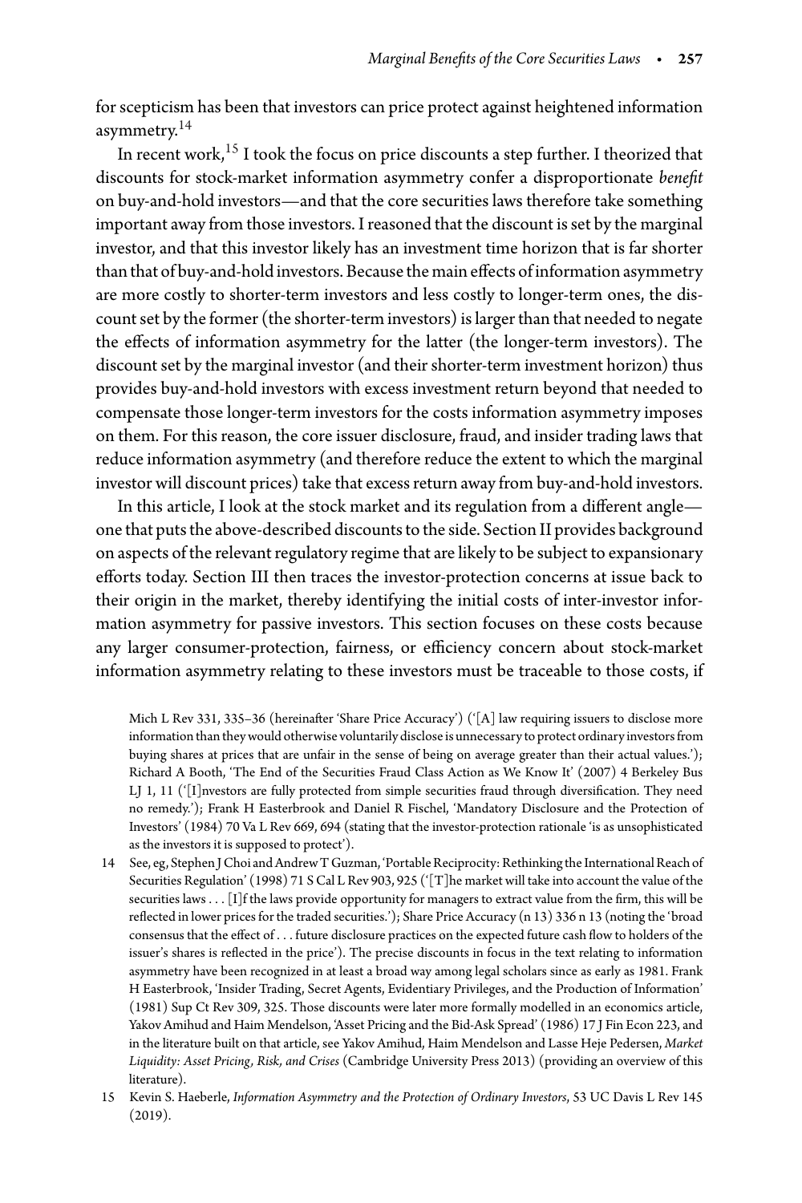for scepticism has been that investors can price protect against heightened information asymmetry.[14]

In recent work,[15] I took the focus on price discounts a step further. I theorized that discounts for stock-market information asymmetry confer a disproportionate *benefit* on buy-and-hold investors—and that the core securities laws therefore take something important away from those investors. I reasoned that the discount is set by the marginal investor, and that this investor likely has an investment time horizon that is far shorter than that of buy-and-hold investors. Because the main effects of information asymmetry are more costly to shorter-term investors and less costly to longer-term ones, the discount set by the former (the shorter-term investors) is larger than that needed to negate the effects of information asymmetry for the latter (the longer-term investors). The discount set by the marginal investor (and their shorter-term investment horizon) thus provides buy-and-hold investors with excess investment return beyond that needed to compensate those longer-term investors for the costs information asymmetry imposes on them. For this reason, the core issuer disclosure, fraud, and insider trading laws that reduce information asymmetry (and therefore reduce the extent to which the marginal investor will discount prices) take that excess return away from buy-and-hold investors.

In this article, I look at the stock market and its regulation from a different angle—one that puts the above-described discounts to the side. Section II provides background on aspects of the relevant regulatory regime that are likely to be subject to expansionary efforts today. Section III then traces the investor-protection concerns at issue back to their origin in the market, thereby identifying the initial costs of inter-investor information asymmetry for passive investors. This section focuses on these costs because any larger consumer-protection, fairness, or efficiency concern about stock-market information asymmetry relating to these investors must be traceable to those costs, if

Mich L Rev 331, 335–36 (hereinafter 'Share Price Accuracy') ('[A] law requiring issuers to disclose more information than they would otherwise voluntarily disclose is unnecessary to protect ordinary investors from buying shares at prices that are unfair in the sense of being on average greater than their actual values.'); Richard A Booth, 'The End of the Securities Fraud Class Action as We Know It' (2007) 4 Berkeley Bus LJ 1, 11 ('[I]nvestors are fully protected from simple securities fraud through diversification. They need no remedy.'); Frank H Easterbrook and Daniel R Fischel, 'Mandatory Disclosure and the Protection of Investors' (1984) 70 Va L Rev 669, 694 (stating that the investor-protection rationale 'is as unsophisticated as the investors it is supposed to protect').

14 See, eg, Stephen J Choi and Andrew T Guzman, 'Portable Reciprocity: Rethinking the International Reach of Securities Regulation' (1998) 71 S Cal L Rev 903, 925 ('[T]he market will take into account the value of the securities laws . . . [I]f the laws provide opportunity for managers to extract value from the firm, this will be reflected in lower prices for the traded securities.'); Share Price Accuracy (n 13) 336 n 13 (noting the 'broad consensus that the effect of . . . future disclosure practices on the expected future cash flow to holders of the issuer's shares is reflected in the price'). The precise discounts in focus in the text relating to information asymmetry have been recognized in at least a broad way among legal scholars since as early as 1981. Frank H Easterbrook, 'Insider Trading, Secret Agents, Evidentiary Privileges, and the Production of Information' (1981) Sup Ct Rev 309, 325. Those discounts were later more formally modelled in an economics article, Yakov Amihud and Haim Mendelson, 'Asset Pricing and the Bid-Ask Spread' (1986) 17 J Fin Econ 223, and in the literature built on that article, see Yakov Amihud, Haim Mendelson and Lasse Heje Pedersen, *Market Liquidity: Asset Pricing, Risk, and Crises* (Cambridge University Press 2013) (providing an overview of this literature).

15 Kevin S. Haeberle, *Information Asymmetry and the Protection of Ordinary Investors*, 53 UC Davis L Rev 145 (2019).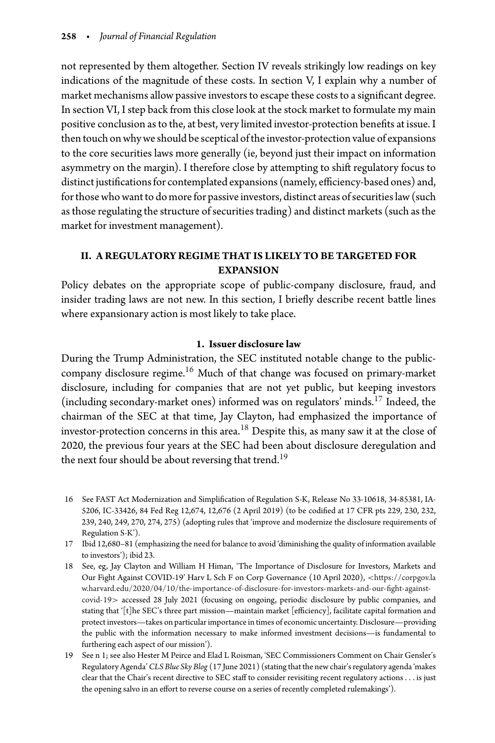not represented by them altogether. Section IV reveals strikingly low readings on key indications of the magnitude of these costs. In section V, I explain why a number of market mechanisms allow passive investors to escape these costs to a significant degree. In section VI, I step back from this close look at the stock market to formulate my main positive conclusion as to the, at best, very limited investor-protection benefits at issue. I then touch on why we should be sceptical of the investor-protection value of expansions to the core securities laws more generally (ie, beyond just their impact on information asymmetry on the margin). I therefore close by attempting to shift regulatory focus to distinct justifications for contemplated expansions (namely, efficiency-based ones) and, for those who want to do more for passive investors, distinct areas of securities law (such as those regulating the structure of securities trading) and distinct markets (such as the market for investment management).

## II. A REGULATORY REGIME THAT IS LIKELY TO BE TARGETED FOR EXPANSION

Policy debates on the appropriate scope of public-company disclosure, fraud, and insider trading laws are not new. In this section, I briefly describe recent battle lines where expansionary action is most likely to take place.

### 1. Issuer disclosure law

During the Trump Administration, the SEC instituted notable change to the public-company disclosure regime.[16] Much of that change was focused on primary-market disclosure, including for companies that are not yet public, but keeping investors (including secondary-market ones) informed was on regulators' minds.[17] Indeed, the chairman of the SEC at that time, Jay Clayton, had emphasized the importance of investor-protection concerns in this area.[18] Despite this, as many saw it at the close of 2020, the previous four years at the SEC had been about disclosure deregulation and the next four should be about reversing that trend.[19]

16 See FAST Act Modernization and Simplification of Regulation S-K, Release No 33-10618, 34-85381, IA-5206, IC-33426, 84 Fed Reg 12,674, 12,676 (2 April 2019) (to be codified at 17 CFR pts 229, 230, 232, 239, 240, 249, 270, 274, 275) (adopting rules that 'improve and modernize the disclosure requirements of Regulation S-K').

17 Ibid 12,680–81 (emphasizing the need for balance to avoid 'diminishing the quality of information available to investors'); ibid 23.

18 See, eg, Jay Clayton and William H Himan, 'The Importance of Disclosure for Investors, Markets and Our Fight Against COVID-19' Harv L Sch F on Corp Governance (10 April 2020), <https://corpgov.law.harvard.edu/2020/04/10/the-importance-of-disclosure-for-investors-markets-and-our-fight-against-covid-19> accessed 28 July 2021 (focusing on ongoing, periodic disclosure by public companies, and stating that '[t]he SEC's three part mission—maintain market [efficiency], facilitate capital formation and protect investors—takes on particular importance in times of economic uncertainty. Disclosure—providing the public with the information necessary to make informed investment decisions—is fundamental to furthering each aspect of our mission').

19 See n 1; see also Hester M Peirce and Elad L Roisman, 'SEC Commissioners Comment on Chair Gensler's Regulatory Agenda' *CLS Blue Sky Blog* (17 June 2021) (stating that the new chair's regulatory agenda 'makes clear that the Chair's recent directive to SEC staff to consider revisiting recent regulatory actions . . . is just the opening salvo in an effort to reverse course on a series of recently completed rulemakings').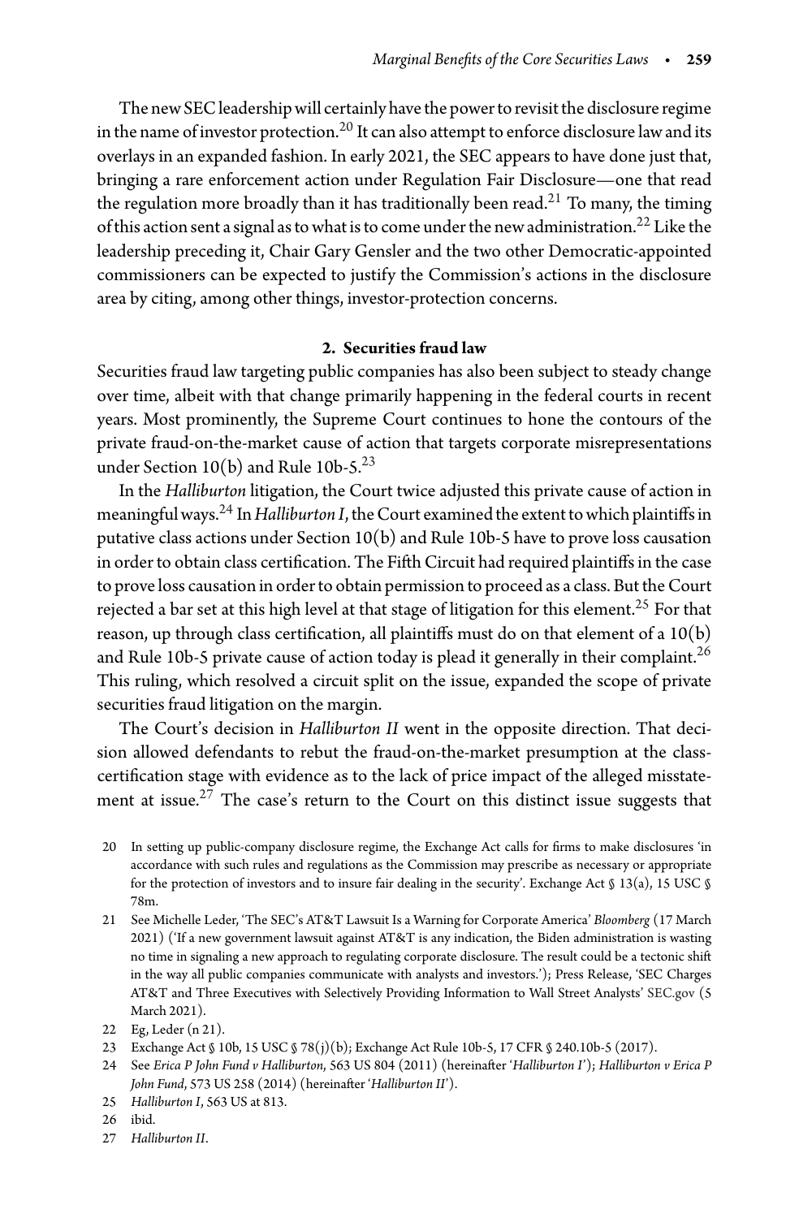The new SEC leadership will certainly have the power to revisit the disclosure regime in the name of investor protection.[20] It can also attempt to enforce disclosure law and its overlays in an expanded fashion. In early 2021, the SEC appears to have done just that, bringing a rare enforcement action under Regulation Fair Disclosure—one that read the regulation more broadly than it has traditionally been read.[21] To many, the timing of this action sent a signal as to what is to come under the new administration.[22] Like the leadership preceding it, Chair Gary Gensler and the two other Democratic-appointed commissioners can be expected to justify the Commission's actions in the disclosure area by citing, among other things, investor-protection concerns.

### 2. Securities fraud law

Securities fraud law targeting public companies has also been subject to steady change over time, albeit with that change primarily happening in the federal courts in recent years. Most prominently, the Supreme Court continues to hone the contours of the private fraud-on-the-market cause of action that targets corporate misrepresentations under Section 10(b) and Rule 10b-5.[23]

In the *Halliburton* litigation, the Court twice adjusted this private cause of action in meaningful ways.[24] In *Halliburton I*, the Court examined the extent to which plaintiffs in putative class actions under Section 10(b) and Rule 10b-5 have to prove loss causation in order to obtain class certification. The Fifth Circuit had required plaintiffs in the case to prove loss causation in order to obtain permission to proceed as a class. But the Court rejected a bar set at this high level at that stage of litigation for this element.[25] For that reason, up through class certification, all plaintiffs must do on that element of a 10(b) and Rule 10b-5 private cause of action today is plead it generally in their complaint.[26] This ruling, which resolved a circuit split on the issue, expanded the scope of private securities fraud litigation on the margin.

The Court's decision in *Halliburton II* went in the opposite direction. That decision allowed defendants to rebut the fraud-on-the-market presumption at the class-certification stage with evidence as to the lack of price impact of the alleged misstatement at issue.[27] The case's return to the Court on this distinct issue suggests that

20 In setting up public-company disclosure regime, the Exchange Act calls for firms to make disclosures 'in accordance with such rules and regulations as the Commission may prescribe as necessary or appropriate for the protection of investors and to insure fair dealing in the security'. Exchange Act § 13(a), 15 USC § 78m.

21 See Michelle Leder, 'The SEC's AT&T Lawsuit Is a Warning for Corporate America' *Bloomberg* (17 March 2021) ('If a new government lawsuit against AT&T is any indication, the Biden administration is wasting no time in signaling a new approach to regulating corporate disclosure. The result could be a tectonic shift in the way all public companies communicate with analysts and investors.'); Press Release, 'SEC Charges AT&T and Three Executives with Selectively Providing Information to Wall Street Analysts' SEC.gov (5 March 2021).

22 Eg, Leder (n 21).

23 Exchange Act § 10b, 15 USC § 78(j)(b); Exchange Act Rule 10b-5, 17 CFR § 240.10b-5 (2017).

24 See *Erica P John Fund v Halliburton*, 563 US 804 (2011) (hereinafter '*Halliburton I*'); *Halliburton v Erica P John Fund*, 573 US 258 (2014) (hereinafter '*Halliburton II*').

25 *Halliburton I*, 563 US at 813.

26 ibid.

27 *Halliburton II*.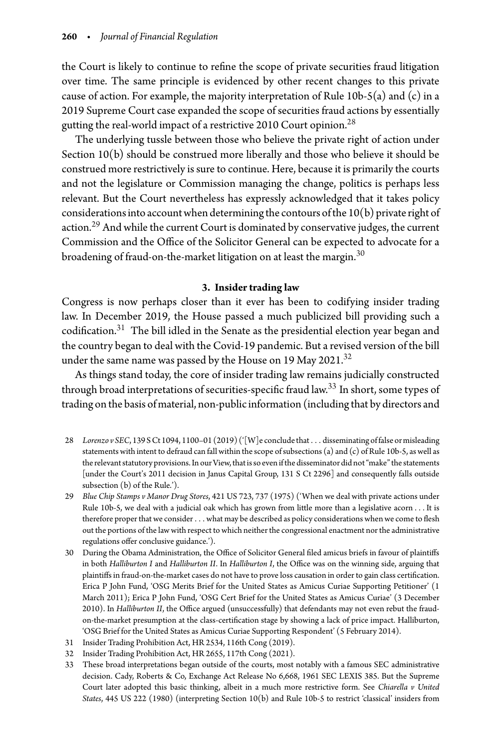the Court is likely to continue to refine the scope of private securities fraud litigation over time. The same principle is evidenced by other recent changes to this private cause of action. For example, the majority interpretation of Rule 10b-5(a) and (c) in a 2019 Supreme Court case expanded the scope of securities fraud actions by essentially gutting the real-world impact of a restrictive 2010 Court opinion.[28]

The underlying tussle between those who believe the private right of action under Section 10(b) should be construed more liberally and those who believe it should be construed more restrictively is sure to continue. Here, because it is primarily the courts and not the legislature or Commission managing the change, politics is perhaps less relevant. But the Court nevertheless has expressly acknowledged that it takes policy considerations into account when determining the contours of the 10(b) private right of action.[29] And while the current Court is dominated by conservative judges, the current Commission and the Office of the Solicitor General can be expected to advocate for a broadening of fraud-on-the-market litigation on at least the margin.[30]

### 3. Insider trading law

Congress is now perhaps closer than it ever has been to codifying insider trading law. In December 2019, the House passed a much publicized bill providing such a codification.[31] The bill idled in the Senate as the presidential election year began and the country began to deal with the Covid-19 pandemic. But a revised version of the bill under the same name was passed by the House on 19 May 2021.[32]

As things stand today, the core of insider trading law remains judicially constructed through broad interpretations of securities-specific fraud law.[33] In short, some types of trading on the basis of material, non-public information (including that by directors and

28 *Lorenzo v SEC*, 139 S Ct 1094, 1100–01 (2019) ('[W]e conclude that . . . disseminating of false or misleading statements with intent to defraud can fall within the scope of subsections (a) and (c) of Rule 10b-5, as well as the relevant statutory provisions. In our View, that is so even if the disseminator did not "make" the statements [under the Court's 2011 decision in Janus Capital Group, 131 S Ct 2296] and consequently falls outside subsection (b) of the Rule.').

29 *Blue Chip Stamps v Manor Drug Stores*, 421 US 723, 737 (1975) ('When we deal with private actions under Rule 10b-5, we deal with a judicial oak which has grown from little more than a legislative acorn . . . It is therefore proper that we consider . . . what may be described as policy considerations when we come to flesh out the portions of the law with respect to which neither the congressional enactment nor the administrative regulations offer conclusive guidance.').

30 During the Obama Administration, the Office of Solicitor General filed amicus briefs in favour of plaintiffs in both *Halliburton I* and *Halliburton II*. In *Halliburton I*, the Office was on the winning side, arguing that plaintiffs in fraud-on-the-market cases do not have to prove loss causation in order to gain class certification. Erica P John Fund, 'OSG Merits Brief for the United States as Amicus Curiae Supporting Petitioner' (1 March 2011); Erica P John Fund, 'OSG Cert Brief for the United States as Amicus Curiae' (3 December 2010). In *Halliburton II*, the Office argued (unsuccessfully) that defendants may not even rebut the fraud-on-the-market presumption at the class-certification stage by showing a lack of price impact. Halliburton, 'OSG Brief for the United States as Amicus Curiae Supporting Respondent' (5 February 2014).

31 Insider Trading Prohibition Act, HR 2534, 116th Cong (2019).

32 Insider Trading Prohibition Act, HR 2655, 117th Cong (2021).

33 These broad interpretations began outside of the courts, most notably with a famous SEC administrative decision. Cady, Roberts & Co, Exchange Act Release No 6,668, 1961 SEC LEXIS 385. But the Supreme Court later adopted this basic thinking, albeit in a much more restrictive form. See *Chiarella v United States*, 445 US 222 (1980) (interpreting Section 10(b) and Rule 10b-5 to restrict 'classical' insiders from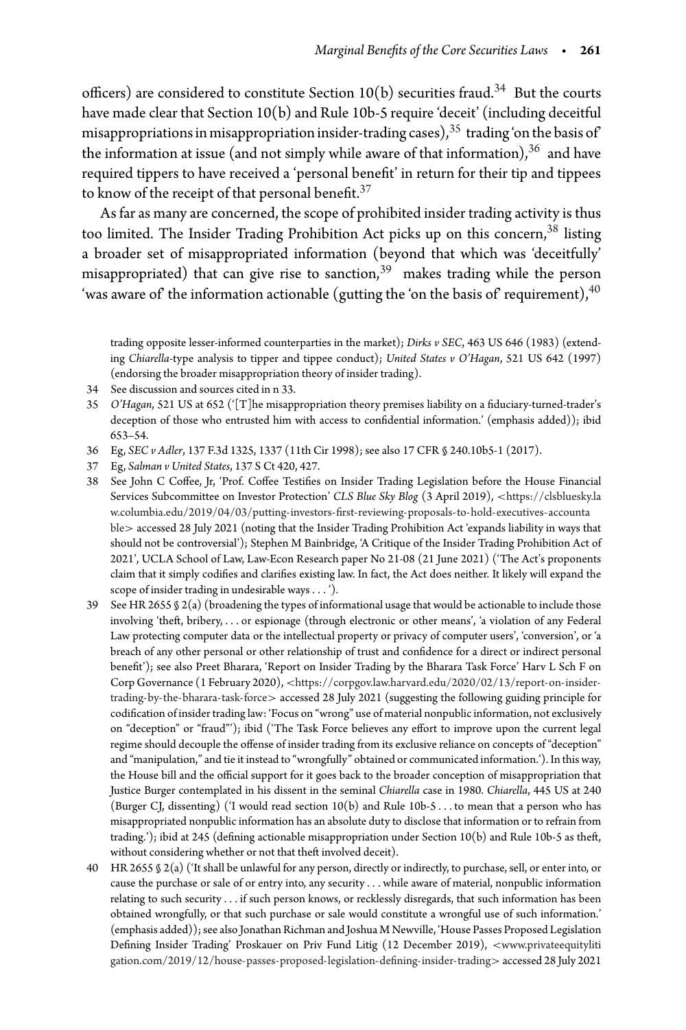officers) are considered to constitute Section 10(b) securities fraud.[34] But the courts have made clear that Section 10(b) and Rule 10b-5 require 'deceit' (including deceitful misappropriations in misappropriation insider-trading cases),[35] trading 'on the basis of' the information at issue (and not simply while aware of that information),[36] and have required tippers to have received a 'personal benefit' in return for their tip and tippees to know of the receipt of that personal benefit.[37]

As far as many are concerned, the scope of prohibited insider trading activity is thus too limited. The Insider Trading Prohibition Act picks up on this concern,[38] listing a broader set of misappropriated information (beyond that which was 'deceitfully' misappropriated) that can give rise to sanction,[39] makes trading while the person 'was aware of' the information actionable (gutting the 'on the basis of' requirement),[40]

trading opposite lesser-informed counterparties in the market); *Dirks v SEC*, 463 US 646 (1983) (extending *Chiarella*-type analysis to tipper and tippee conduct); *United States v O'Hagan*, 521 US 642 (1997) (endorsing the broader misappropriation theory of insider trading).

34 See discussion and sources cited in n 33.

35 *O'Hagan*, 521 US at 652 ('[T]he misappropriation theory premises liability on a fiduciary-turned-trader's deception of those who entrusted him with access to confidential information.' (emphasis added)); ibid 653–54.

36 Eg, *SEC v Adler*, 137 F.3d 1325, 1337 (11th Cir 1998); see also 17 CFR § 240.10b5-1 (2017).

37 Eg, *Salman v United States*, 137 S Ct 420, 427.

38 See John C Coffee, Jr, 'Prof. Coffee Testifies on Insider Trading Legislation before the House Financial Services Subcommittee on Investor Protection' *CLS Blue Sky Blog* (3 April 2019), <https://clsbluesky.law.columbia.edu/2019/04/03/putting-investors-first-reviewing-proposals-to-hold-executives-accountable> accessed 28 July 2021 (noting that the Insider Trading Prohibition Act 'expands liability in ways that should not be controversial'); Stephen M Bainbridge, 'A Critique of the Insider Trading Prohibition Act of 2021', UCLA School of Law, Law-Econ Research paper No 21-08 (21 June 2021) ('The Act's proponents claim that it simply codifies and clarifies existing law. In fact, the Act does neither. It likely will expand the scope of insider trading in undesirable ways . . . ').

39 See HR 2655 § 2(a) (broadening the types of informational usage that would be actionable to include those involving 'theft, bribery, . . . or espionage (through electronic or other means', 'a violation of any Federal Law protecting computer data or the intellectual property or privacy of computer users', 'conversion', or 'a breach of any other personal or other relationship of trust and confidence for a direct or indirect personal benefit'); see also Preet Bharara, 'Report on Insider Trading by the Bharara Task Force' Harv L Sch F on Corp Governance (1 February 2020), <https://corpgov.law.harvard.edu/2020/02/13/report-on-insider-trading-by-the-bharara-task-force> accessed 28 July 2021 (suggesting the following guiding principle for codification of insider trading law: 'Focus on "wrong" use of material nonpublic information, not exclusively on "deception" or "fraud"'); ibid ('The Task Force believes any effort to improve upon the current legal regime should decouple the offense of insider trading from its exclusive reliance on concepts of "deception" and "manipulation," and tie it instead to "wrongfully" obtained or communicated information.'). In this way, the House bill and the official support for it goes back to the broader conception of misappropriation that Justice Burger contemplated in his dissent in the seminal *Chiarella* case in 1980. *Chiarella*, 445 US at 240 (Burger CJ, dissenting) ('I would read section 10(b) and Rule 10b-5 . . . to mean that a person who has misappropriated nonpublic information has an absolute duty to disclose that information or to refrain from trading.'); ibid at 245 (defining actionable misappropriation under Section 10(b) and Rule 10b-5 as theft, without considering whether or not that theft involved deceit).

40 HR 2655 § 2(a) ('It shall be unlawful for any person, directly or indirectly, to purchase, sell, or enter into, or cause the purchase or sale of or entry into, any security . . . while aware of material, nonpublic information relating to such security . . . if such person knows, or recklessly disregards, that such information has been obtained wrongfully, or that such purchase or sale would constitute a wrongful use of such information.' (emphasis added)); see also Jonathan Richman and Joshua M Newville, 'House Passes Proposed Legislation Defining Insider Trading' Proskauer on Priv Fund Litig (12 December 2019), <www.privateequitylitigation.com/2019/12/house-passes-proposed-legislation-defining-insider-trading> accessed 28 July 2021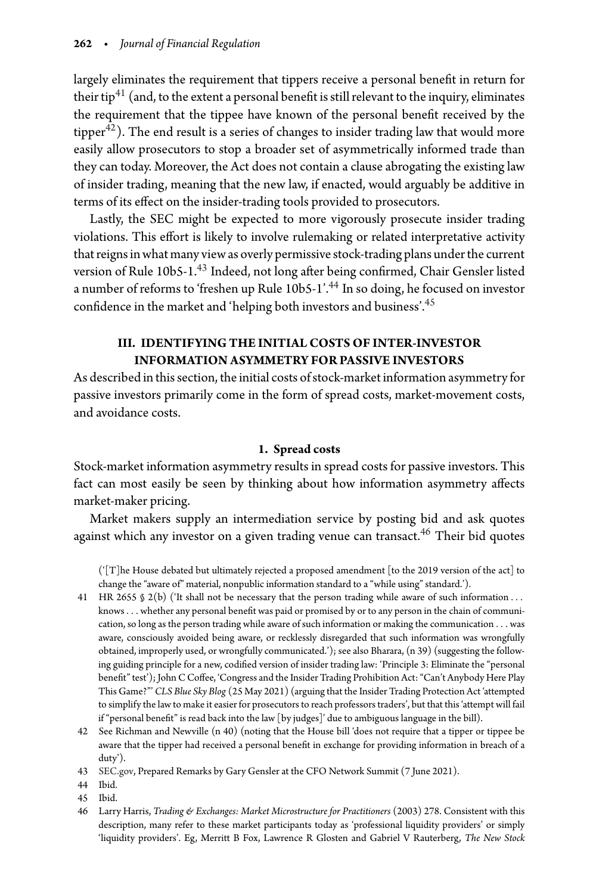largely eliminates the requirement that tippers receive a personal benefit in return for their tip[41] (and, to the extent a personal benefit is still relevant to the inquiry, eliminates the requirement that the tippee have known of the personal benefit received by the tipper[42]). The end result is a series of changes to insider trading law that would more easily allow prosecutors to stop a broader set of asymmetrically informed trade than they can today. Moreover, the Act does not contain a clause abrogating the existing law of insider trading, meaning that the new law, if enacted, would arguably be additive in terms of its effect on the insider-trading tools provided to prosecutors.

Lastly, the SEC might be expected to more vigorously prosecute insider trading violations. This effort is likely to involve rulemaking or related interpretative activity that reigns in what many view as overly permissive stock-trading plans under the current version of Rule 10b5-1.[43] Indeed, not long after being confirmed, Chair Gensler listed a number of reforms to 'freshen up Rule 10b5-1'.[44] In so doing, he focused on investor confidence in the market and 'helping both investors and business'.[45]

## III. IDENTIFYING THE INITIAL COSTS OF INTER-INVESTOR INFORMATION ASYMMETRY FOR PASSIVE INVESTORS

As described in this section, the initial costs of stock-market information asymmetry for passive investors primarily come in the form of spread costs, market-movement costs, and avoidance costs.

### 1. Spread costs

Stock-market information asymmetry results in spread costs for passive investors. This fact can most easily be seen by thinking about how information asymmetry affects market-maker pricing.

Market makers supply an intermediation service by posting bid and ask quotes against which any investor on a given trading venue can transact.[46] Their bid quotes

('[T]he House debated but ultimately rejected a proposed amendment [to the 2019 version of the act] to change the "aware of" material, nonpublic information standard to a "while using" standard.').

41 HR 2655 § 2(b) ('It shall not be necessary that the person trading while aware of such information . . . knows . . . whether any personal benefit was paid or promised by or to any person in the chain of communication, so long as the person trading while aware of such information or making the communication . . . was aware, consciously avoided being aware, or recklessly disregarded that such information was wrongfully obtained, improperly used, or wrongfully communicated.'); see also Bharara, (n 39) (suggesting the following guiding principle for a new, codified version of insider trading law: 'Principle 3: Eliminate the "personal benefit" test'); John C Coffee, 'Congress and the Insider Trading Prohibition Act: "Can't Anybody Here Play This Game?"' *CLS Blue Sky Blog* (25 May 2021) (arguing that the Insider Trading Protection Act 'attempted to simplify the law to make it easier for prosecutors to reach professors traders', but that this 'attempt will fail if "personal benefit" is read back into the law [by judges]' due to ambiguous language in the bill).

42 See Richman and Newville (n 40) (noting that the House bill 'does not require that a tipper or tippee be aware that the tipper had received a personal benefit in exchange for providing information in breach of a duty').

43 SEC.gov, Prepared Remarks by Gary Gensler at the CFO Network Summit (7 June 2021).

44 Ibid.

45 Ibid.

46 Larry Harris, *Trading & Exchanges: Market Microstructure for Practitioners* (2003) 278. Consistent with this description, many refer to these market participants today as 'professional liquidity providers' or simply 'liquidity providers'. Eg, Merritt B Fox, Lawrence R Glosten and Gabriel V Rauterberg, *The New Stock*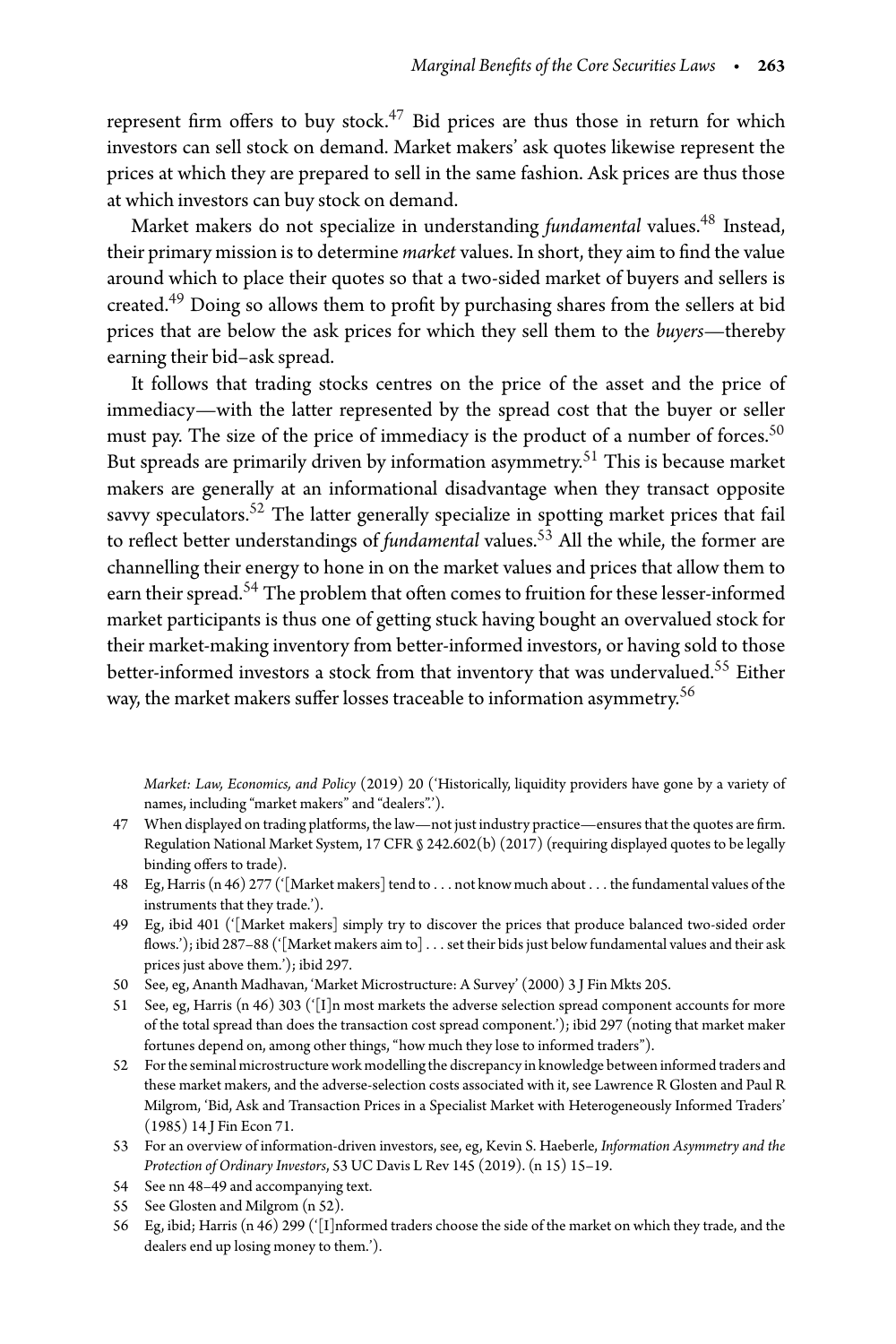represent firm offers to buy stock.[47] Bid prices are thus those in return for which investors can sell stock on demand. Market makers' ask quotes likewise represent the prices at which they are prepared to sell in the same fashion. Ask prices are thus those at which investors can buy stock on demand.

Market makers do not specialize in understanding *fundamental* values.[48] Instead, their primary mission is to determine *market* values. In short, they aim to find the value around which to place their quotes so that a two-sided market of buyers and sellers is created.[49] Doing so allows them to profit by purchasing shares from the sellers at bid prices that are below the ask prices for which they sell them to the *buyers*—thereby earning their bid–ask spread.

It follows that trading stocks centres on the price of the asset and the price of immediacy—with the latter represented by the spread cost that the buyer or seller must pay. The size of the price of immediacy is the product of a number of forces.[50] But spreads are primarily driven by information asymmetry.[51] This is because market makers are generally at an informational disadvantage when they transact opposite savvy speculators.[52] The latter generally specialize in spotting market prices that fail to reflect better understandings of *fundamental* values.[53] All the while, the former are channelling their energy to hone in on the market values and prices that allow them to earn their spread.[54] The problem that often comes to fruition for these lesser-informed market participants is thus one of getting stuck having bought an overvalued stock for their market-making inventory from better-informed investors, or having sold to those better-informed investors a stock from that inventory that was undervalued.[55] Either way, the market makers suffer losses traceable to information asymmetry.[56]

---

*Market: Law, Economics, and Policy* (2019) 20 ('Historically, liquidity providers have gone by a variety of names, including "market makers" and "dealers".').

47 When displayed on trading platforms, the law—not just industry practice—ensures that the quotes are firm. Regulation National Market System, 17 CFR § 242.602(b) (2017) (requiring displayed quotes to be legally binding offers to trade).

48 Eg, Harris (n 46) 277 ('[Market makers] tend to . . . not know much about . . . the fundamental values of the instruments that they trade.').

49 Eg, ibid 401 ('[Market makers] simply try to discover the prices that produce balanced two-sided order flows.'); ibid 287–88 ('[Market makers aim to] . . . set their bids just below fundamental values and their ask prices just above them.'); ibid 297.

50 See, eg, Ananth Madhavan, 'Market Microstructure: A Survey' (2000) 3 J Fin Mkts 205.

51 See, eg, Harris (n 46) 303 ('[I]n most markets the adverse selection spread component accounts for more of the total spread than does the transaction cost spread component.'); ibid 297 (noting that market maker fortunes depend on, among other things, "how much they lose to informed traders").

52 For the seminal microstructure work modelling the discrepancy in knowledge between informed traders and these market makers, and the adverse-selection costs associated with it, see Lawrence R Glosten and Paul R Milgrom, 'Bid, Ask and Transaction Prices in a Specialist Market with Heterogeneously Informed Traders' (1985) 14 J Fin Econ 71.

53 For an overview of information-driven investors, see, eg, Kevin S. Haeberle, *Information Asymmetry and the Protection of Ordinary Investors*, 53 UC Davis L Rev 145 (2019). (n 15) 15–19.

54 See nn 48–49 and accompanying text.

55 See Glosten and Milgrom (n 52).

56 Eg, ibid; Harris (n 46) 299 ('[I]nformed traders choose the side of the market on which they trade, and the dealers end up losing money to them.').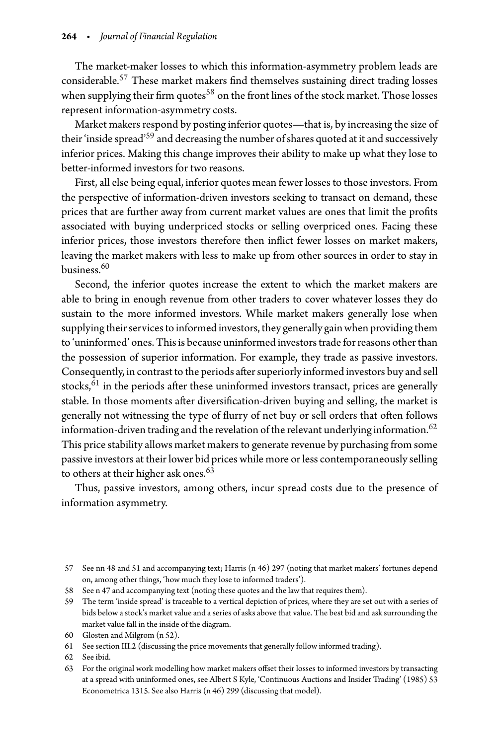The market-maker losses to which this information-asymmetry problem leads are considerable.[57] These market makers find themselves sustaining direct trading losses when supplying their firm quotes[58] on the front lines of the stock market. Those losses represent information-asymmetry costs.

Market makers respond by posting inferior quotes—that is, by increasing the size of their 'inside spread'[59] and decreasing the number of shares quoted at it and successively inferior prices. Making this change improves their ability to make up what they lose to better-informed investors for two reasons.

First, all else being equal, inferior quotes mean fewer losses to those investors. From the perspective of information-driven investors seeking to transact on demand, these prices that are further away from current market values are ones that limit the profits associated with buying underpriced stocks or selling overpriced ones. Facing these inferior prices, those investors therefore then inflict fewer losses on market makers, leaving the market makers with less to make up from other sources in order to stay in business.[60]

Second, the inferior quotes increase the extent to which the market makers are able to bring in enough revenue from other traders to cover whatever losses they do sustain to the more informed investors. While market makers generally lose when supplying their services to informed investors, they generally gain when providing them to 'uninformed' ones. This is because uninformed investors trade for reasons other than the possession of superior information. For example, they trade as passive investors. Consequently, in contrast to the periods after superiorly informed investors buy and sell stocks,[61] in the periods after these uninformed investors transact, prices are generally stable. In those moments after diversification-driven buying and selling, the market is generally not witnessing the type of flurry of net buy or sell orders that often follows information-driven trading and the revelation of the relevant underlying information.[62] This price stability allows market makers to generate revenue by purchasing from some passive investors at their lower bid prices while more or less contemporaneously selling to others at their higher ask ones.[63]

Thus, passive investors, among others, incur spread costs due to the presence of information asymmetry.

---

57 See nn 48 and 51 and accompanying text; Harris (n 46) 297 (noting that market makers' fortunes depend on, among other things, 'how much they lose to informed traders').

58 See n 47 and accompanying text (noting these quotes and the law that requires them).

59 The term 'inside spread' is traceable to a vertical depiction of prices, where they are set out with a series of bids below a stock's market value and a series of asks above that value. The best bid and ask surrounding the market value fall in the inside of the diagram.

60 Glosten and Milgrom (n 52).

61 See section III.2 (discussing the price movements that generally follow informed trading).

62 See ibid.

63 For the original work modelling how market makers offset their losses to informed investors by transacting at a spread with uninformed ones, see Albert S Kyle, 'Continuous Auctions and Insider Trading' (1985) 53 Econometrica 1315. See also Harris (n 46) 299 (discussing that model).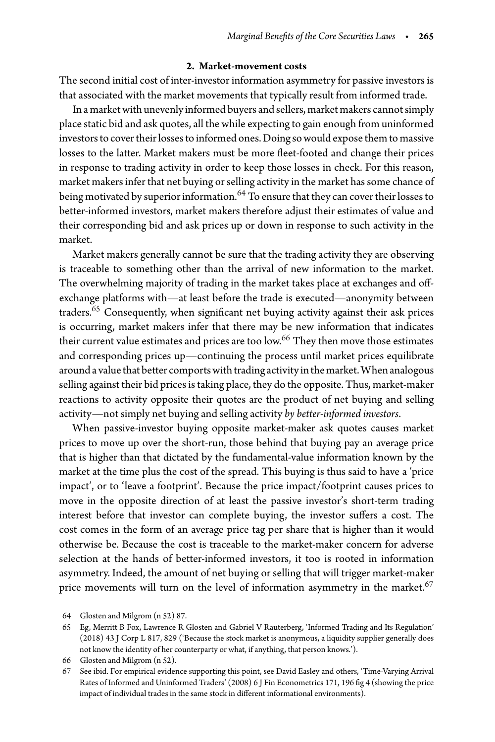### 2. Market-movement costs

The second initial cost of inter-investor information asymmetry for passive investors is that associated with the market movements that typically result from informed trade.

In a market with unevenly informed buyers and sellers, market makers cannot simply place static bid and ask quotes, all the while expecting to gain enough from uninformed investors to cover their losses to informed ones. Doing so would expose them to massive losses to the latter. Market makers must be more fleet-footed and change their prices in response to trading activity in order to keep those losses in check. For this reason, market makers infer that net buying or selling activity in the market has some chance of being motivated by superior information.[64] To ensure that they can cover their losses to better-informed investors, market makers therefore adjust their estimates of value and their corresponding bid and ask prices up or down in response to such activity in the market.

Market makers generally cannot be sure that the trading activity they are observing is traceable to something other than the arrival of new information to the market. The overwhelming majority of trading in the market takes place at exchanges and off-exchange platforms with—at least before the trade is executed—anonymity between traders.[65] Consequently, when significant net buying activity against their ask prices is occurring, market makers infer that there may be new information that indicates their current value estimates and prices are too low.[66] They then move those estimates and corresponding prices up—continuing the process until market prices equilibrate around a value that better comports with trading activity in the market. When analogous selling against their bid prices is taking place, they do the opposite. Thus, market-maker reactions to activity opposite their quotes are the product of net buying and selling activity—not simply net buying and selling activity *by better-informed investors*.

When passive-investor buying opposite market-maker ask quotes causes market prices to move up over the short-run, those behind that buying pay an average price that is higher than that dictated by the fundamental-value information known by the market at the time plus the cost of the spread. This buying is thus said to have a 'price impact', or to 'leave a footprint'. Because the price impact/footprint causes prices to move in the opposite direction of at least the passive investor's short-term trading interest before that investor can complete buying, the investor suffers a cost. The cost comes in the form of an average price tag per share that is higher than it would otherwise be. Because the cost is traceable to the market-maker concern for adverse selection at the hands of better-informed investors, it too is rooted in information asymmetry. Indeed, the amount of net buying or selling that will trigger market-maker price movements will turn on the level of information asymmetry in the market.[67]

64 Glosten and Milgrom (n 52) 87.

65 Eg, Merritt B Fox, Lawrence R Glosten and Gabriel V Rauterberg, 'Informed Trading and Its Regulation' (2018) 43 J Corp L 817, 829 ('Because the stock market is anonymous, a liquidity supplier generally does not know the identity of her counterparty or what, if anything, that person knows.').

66 Glosten and Milgrom (n 52).

67 See ibid. For empirical evidence supporting this point, see David Easley and others, 'Time-Varying Arrival Rates of Informed and Uninformed Traders' (2008) 6 J Fin Econometrics 171, 196 fig 4 (showing the price impact of individual trades in the same stock in different informational environments).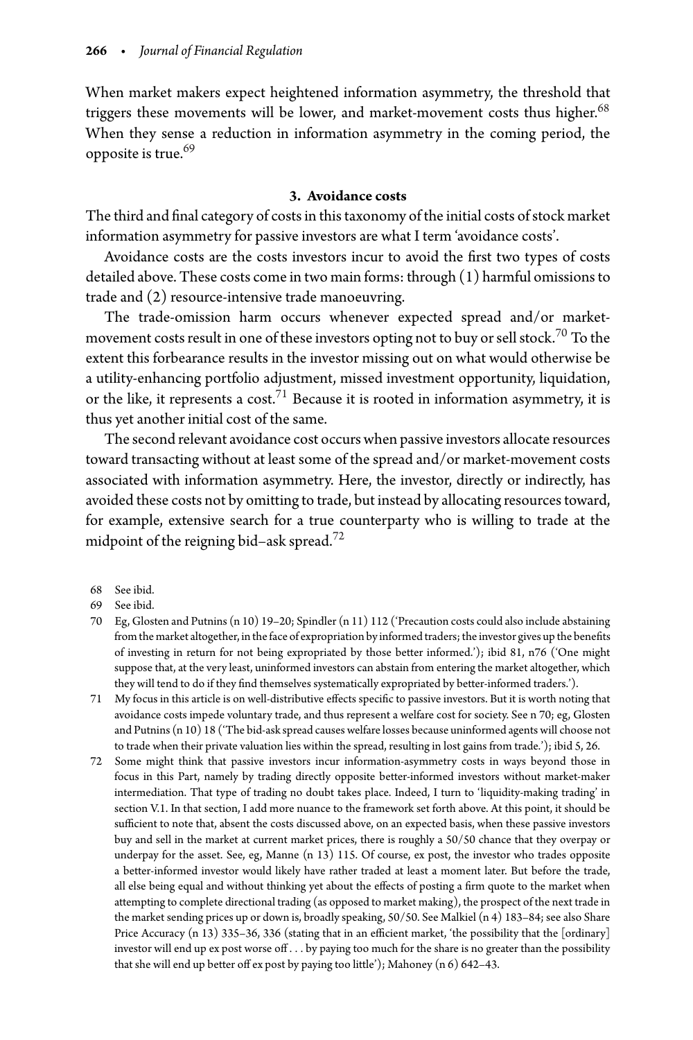When market makers expect heightened information asymmetry, the threshold that triggers these movements will be lower, and market-movement costs thus higher.[68] When they sense a reduction in information asymmetry in the coming period, the opposite is true.[69]

### 3. Avoidance costs

The third and final category of costs in this taxonomy of the initial costs of stock market information asymmetry for passive investors are what I term 'avoidance costs'.

Avoidance costs are the costs investors incur to avoid the first two types of costs detailed above. These costs come in two main forms: through (1) harmful omissions to trade and (2) resource-intensive trade manoeuvring.

The trade-omission harm occurs whenever expected spread and/or market-movement costs result in one of these investors opting not to buy or sell stock.[70] To the extent this forbearance results in the investor missing out on what would otherwise be a utility-enhancing portfolio adjustment, missed investment opportunity, liquidation, or the like, it represents a cost.[71] Because it is rooted in information asymmetry, it is thus yet another initial cost of the same.

The second relevant avoidance cost occurs when passive investors allocate resources toward transacting without at least some of the spread and/or market-movement costs associated with information asymmetry. Here, the investor, directly or indirectly, has avoided these costs not by omitting to trade, but instead by allocating resources toward, for example, extensive search for a true counterparty who is willing to trade at the midpoint of the reigning bid–ask spread.[72]

68 See ibid.

69 See ibid.

70 Eg, Glosten and Putnins (n 10) 19–20; Spindler (n 11) 112 ('Precaution costs could also include abstaining from the market altogether, in the face of expropriation by informed traders; the investor gives up the benefits of investing in return for not being expropriated by those better informed.'); ibid 81, n76 ('One might suppose that, at the very least, uninformed investors can abstain from entering the market altogether, which they will tend to do if they find themselves systematically expropriated by better-informed traders.').

71 My focus in this article is on well-distributive effects specific to passive investors. But it is worth noting that avoidance costs impede voluntary trade, and thus represent a welfare cost for society. See n 70; eg, Glosten and Putnins (n 10) 18 ('The bid-ask spread causes welfare losses because uninformed agents will choose not to trade when their private valuation lies within the spread, resulting in lost gains from trade.'); ibid 5, 26.

72 Some might think that passive investors incur information-asymmetry costs in ways beyond those in focus in this Part, namely by trading directly opposite better-informed investors without market-maker intermediation. That type of trading no doubt takes place. Indeed, I turn to 'liquidity-making trading' in section V.1. In that section, I add more nuance to the framework set forth above. At this point, it should be sufficient to note that, absent the costs discussed above, on an expected basis, when these passive investors buy and sell in the market at current market prices, there is roughly a 50/50 chance that they overpay or underpay for the asset. See, eg, Manne (n 13) 115. Of course, ex post, the investor who trades opposite a better-informed investor would likely have rather traded at least a moment later. But before the trade, all else being equal and without thinking yet about the effects of posting a firm quote to the market when attempting to complete directional trading (as opposed to market making), the prospect of the next trade in the market sending prices up or down is, broadly speaking, 50/50. See Malkiel (n 4) 183–84; see also Share Price Accuracy (n 13) 335–36, 336 (stating that in an efficient market, 'the possibility that the [ordinary] investor will end up ex post worse off . . . by paying too much for the share is no greater than the possibility that she will end up better off ex post by paying too little'); Mahoney (n 6) 642–43.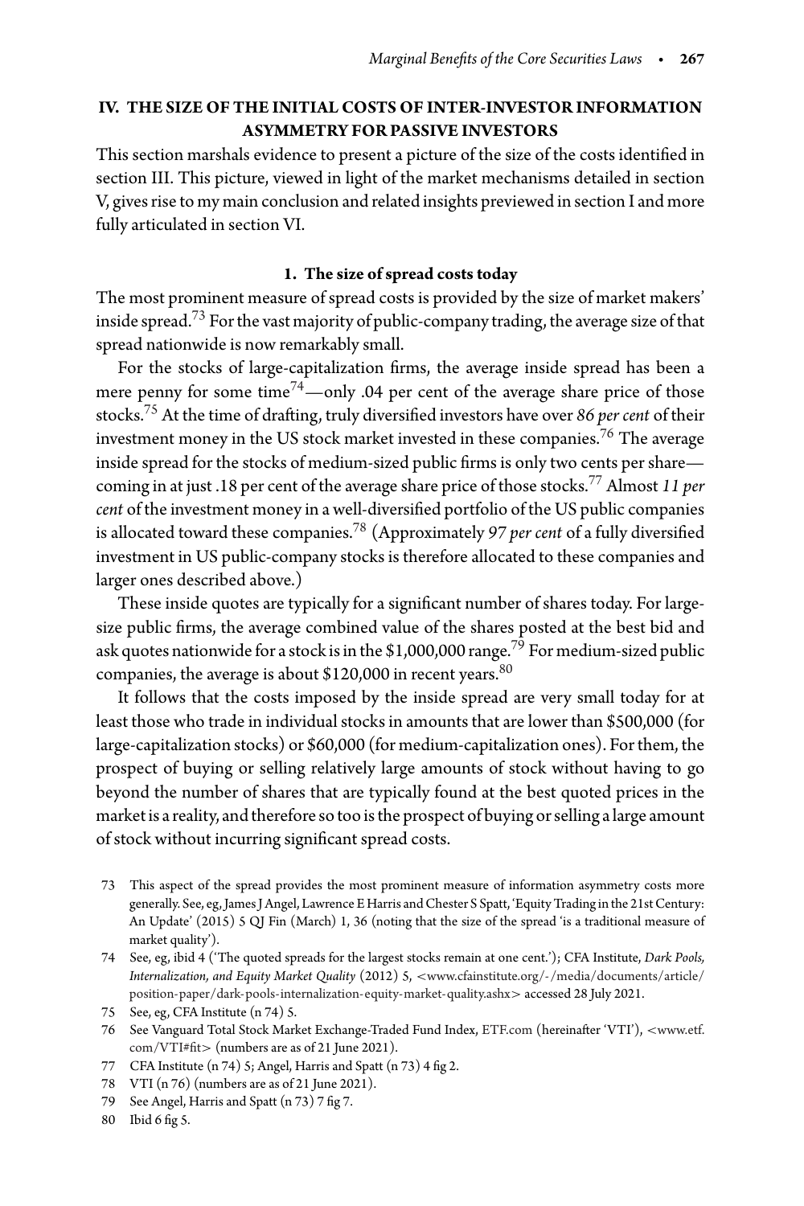## IV. THE SIZE OF THE INITIAL COSTS OF INTER-INVESTOR INFORMATION ASYMMETRY FOR PASSIVE INVESTORS

This section marshals evidence to present a picture of the size of the costs identified in section III. This picture, viewed in light of the market mechanisms detailed in section V, gives rise to my main conclusion and related insights previewed in section I and more fully articulated in section VI.

### 1. The size of spread costs today

The most prominent measure of spread costs is provided by the size of market makers' inside spread.[73] For the vast majority of public-company trading, the average size of that spread nationwide is now remarkably small.

For the stocks of large-capitalization firms, the average inside spread has been a mere penny for some time[74]—only .04 per cent of the average share price of those stocks.[75] At the time of drafting, truly diversified investors have over *86 per cent* of their investment money in the US stock market invested in these companies.[76] The average inside spread for the stocks of medium-sized public firms is only two cents per share—coming in at just .18 per cent of the average share price of those stocks.[77] Almost *11 per cent* of the investment money in a well-diversified portfolio of the US public companies is allocated toward these companies.[78] (Approximately *97 per cent* of a fully diversified investment in US public-company stocks is therefore allocated to these companies and larger ones described above.)

These inside quotes are typically for a significant number of shares today. For large-size public firms, the average combined value of the shares posted at the best bid and ask quotes nationwide for a stock is in the $1,000,000 range.[79] For medium-sized public companies, the average is about $120,000 in recent years.[80]

It follows that the costs imposed by the inside spread are very small today for at least those who trade in individual stocks in amounts that are lower than $500,000 (for large-capitalization stocks) or $60,000 (for medium-capitalization ones). For them, the prospect of buying or selling relatively large amounts of stock without having to go beyond the number of shares that are typically found at the best quoted prices in the market is a reality, and therefore so too is the prospect of buying or selling a large amount of stock without incurring significant spread costs.

---

73 This aspect of the spread provides the most prominent measure of information asymmetry costs more generally. See, eg, James J Angel, Lawrence E Harris and Chester S Spatt, 'Equity Trading in the 21st Century: An Update' (2015) 5 QJ Fin (March) 1, 36 (noting that the size of the spread 'is a traditional measure of market quality').

74 See, eg, ibid 4 ('The quoted spreads for the largest stocks remain at one cent.'); CFA Institute, *Dark Pools, Internalization, and Equity Market Quality* (2012) 5, <www.cfainstitute.org/-/media/documents/article/position-paper/dark-pools-internalization-equity-market-quality.ashx> accessed 28 July 2021.

75 See, eg, CFA Institute (n 74) 5.

76 See Vanguard Total Stock Market Exchange-Traded Fund Index, ETF.com (hereinafter 'VTI'), <www.etf.com/VTI#fit> (numbers are as of 21 June 2021).

77 CFA Institute (n 74) 5; Angel, Harris and Spatt (n 73) 4 fig 2.

78 VTI (n 76) (numbers are as of 21 June 2021).

79 See Angel, Harris and Spatt (n 73) 7 fig 7.

80 Ibid 6 fig 5.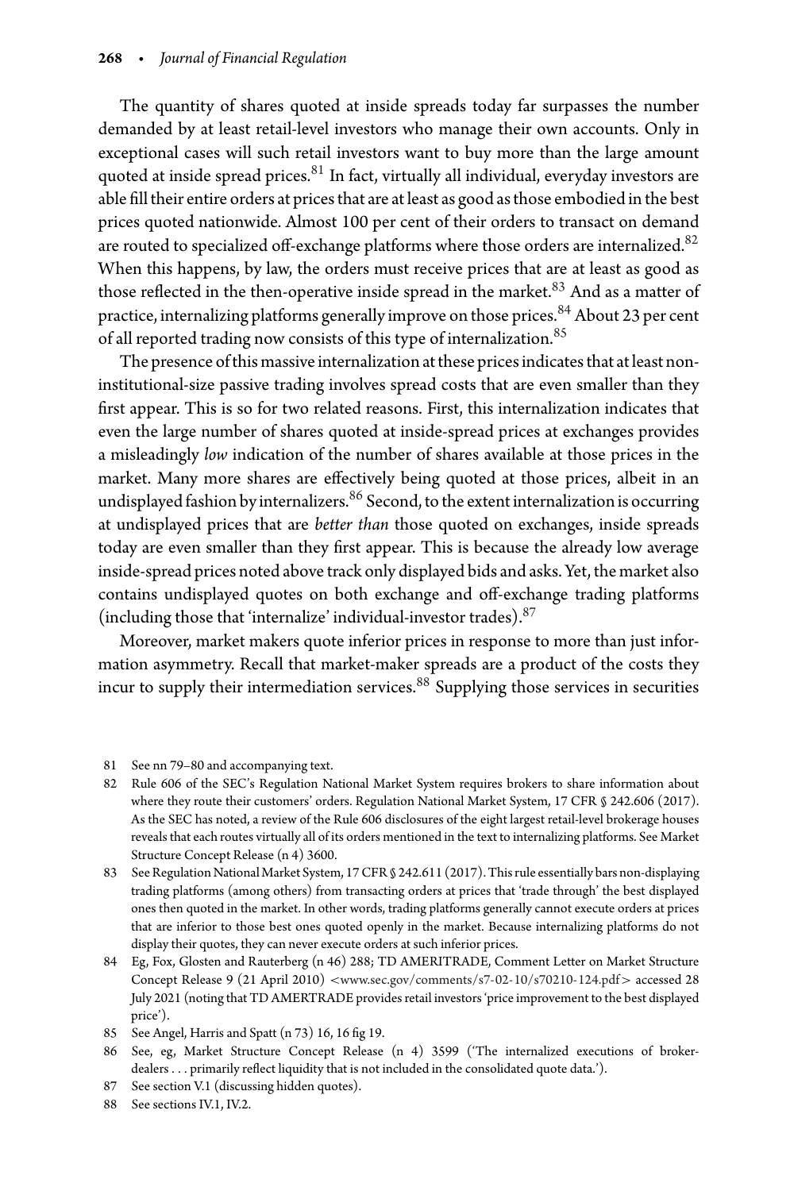The quantity of shares quoted at inside spreads today far surpasses the number demanded by at least retail-level investors who manage their own accounts. Only in exceptional cases will such retail investors want to buy more than the large amount quoted at inside spread prices.[81] In fact, virtually all individual, everyday investors are able fill their entire orders at prices that are at least as good as those embodied in the best prices quoted nationwide. Almost 100 per cent of their orders to transact on demand are routed to specialized off-exchange platforms where those orders are internalized.[82] When this happens, by law, the orders must receive prices that are at least as good as those reflected in the then-operative inside spread in the market.[83] And as a matter of practice, internalizing platforms generally improve on those prices.[84] About 23 per cent of all reported trading now consists of this type of internalization.[85]

The presence of this massive internalization at these prices indicates that at least non-institutional-size passive trading involves spread costs that are even smaller than they first appear. This is so for two related reasons. First, this internalization indicates that even the large number of shares quoted at inside-spread prices at exchanges provides a misleadingly *low* indication of the number of shares available at those prices in the market. Many more shares are effectively being quoted at those prices, albeit in an undisplayed fashion by internalizers.[86] Second, to the extent internalization is occurring at undisplayed prices that are *better than* those quoted on exchanges, inside spreads today are even smaller than they first appear. This is because the already low average inside-spread prices noted above track only displayed bids and asks. Yet, the market also contains undisplayed quotes on both exchange and off-exchange trading platforms (including those that 'internalize' individual-investor trades).[87]

Moreover, market makers quote inferior prices in response to more than just information asymmetry. Recall that market-maker spreads are a product of the costs they incur to supply their intermediation services.[88] Supplying those services in securities

81 See nn 79–80 and accompanying text.

82 Rule 606 of the SEC's Regulation National Market System requires brokers to share information about where they route their customers' orders. Regulation National Market System, 17 CFR § 242.606 (2017). As the SEC has noted, a review of the Rule 606 disclosures of the eight largest retail-level brokerage houses reveals that each routes virtually all of its orders mentioned in the text to internalizing platforms. See Market Structure Concept Release (n 4) 3600.

83 See Regulation National Market System, 17 CFR § 242.611 (2017). This rule essentially bars non-displaying trading platforms (among others) from transacting orders at prices that 'trade through' the best displayed ones then quoted in the market. In other words, trading platforms generally cannot execute orders at prices that are inferior to those best ones quoted openly in the market. Because internalizing platforms do not display their quotes, they can never execute orders at such inferior prices.

84 Eg, Fox, Glosten and Rauterberg (n 46) 288; TD AMERITRADE, Comment Letter on Market Structure Concept Release 9 (21 April 2010) <www.sec.gov/comments/s7-02-10/s70210-124.pdf> accessed 28 July 2021 (noting that TD AMERTRADE provides retail investors 'price improvement to the best displayed price').

85 See Angel, Harris and Spatt (n 73) 16, 16 fig 19.

86 See, eg, Market Structure Concept Release (n 4) 3599 ('The internalized executions of broker-dealers . . . primarily reflect liquidity that is not included in the consolidated quote data.').

87 See section V.1 (discussing hidden quotes).

88 See sections IV.1, IV.2.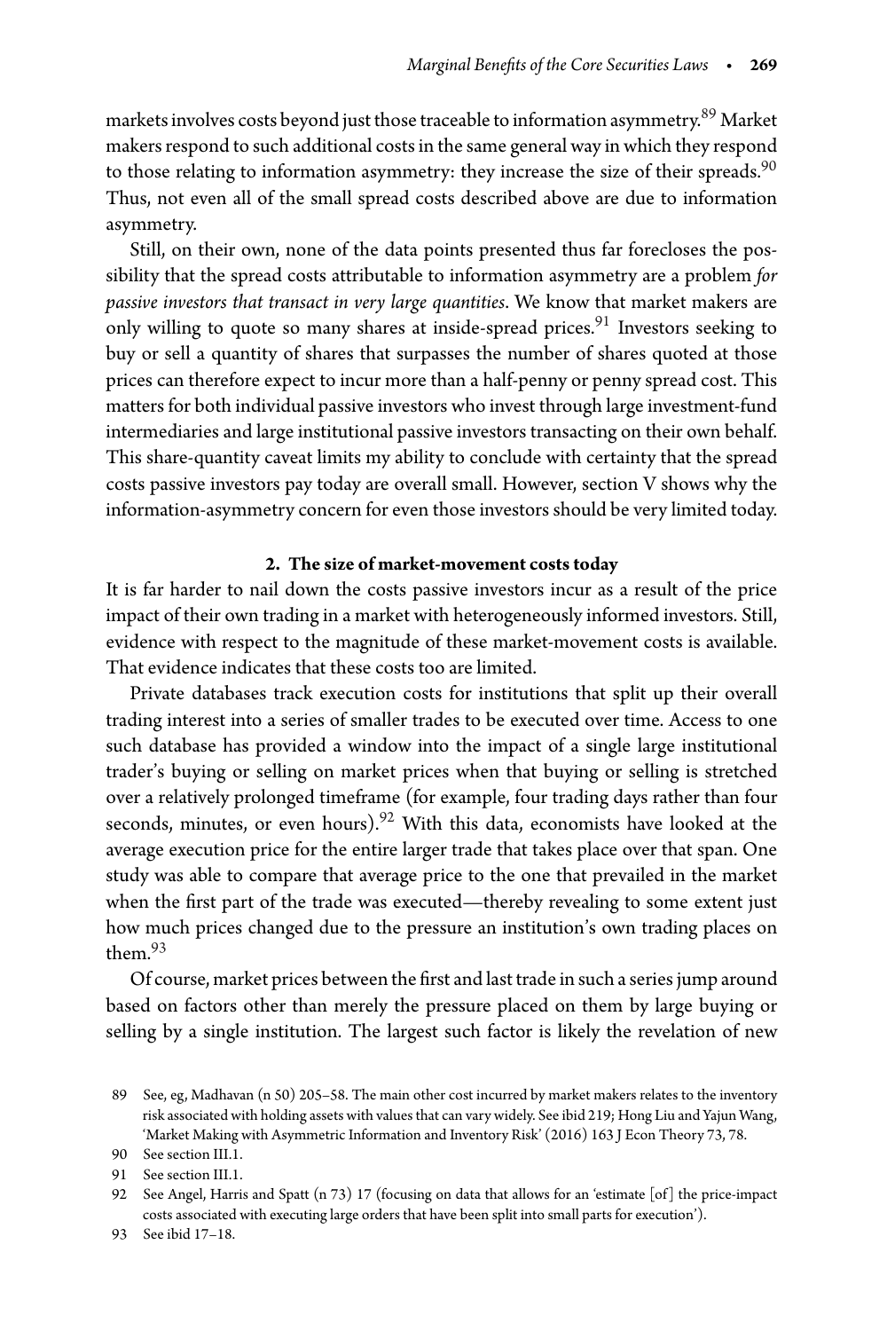markets involves costs beyond just those traceable to information asymmetry.[89] Market makers respond to such additional costs in the same general way in which they respond to those relating to information asymmetry: they increase the size of their spreads.[90] Thus, not even all of the small spread costs described above are due to information asymmetry.

Still, on their own, none of the data points presented thus far forecloses the possibility that the spread costs attributable to information asymmetry are a problem *for passive investors that transact in very large quantities*. We know that market makers are only willing to quote so many shares at inside-spread prices.[91] Investors seeking to buy or sell a quantity of shares that surpasses the number of shares quoted at those prices can therefore expect to incur more than a half-penny or penny spread cost. This matters for both individual passive investors who invest through large investment-fund intermediaries and large institutional passive investors transacting on their own behalf. This share-quantity caveat limits my ability to conclude with certainty that the spread costs passive investors pay today are overall small. However, section V shows why the information-asymmetry concern for even those investors should be very limited today.

### 2. The size of market-movement costs today

It is far harder to nail down the costs passive investors incur as a result of the price impact of their own trading in a market with heterogeneously informed investors. Still, evidence with respect to the magnitude of these market-movement costs is available. That evidence indicates that these costs too are limited.

Private databases track execution costs for institutions that split up their overall trading interest into a series of smaller trades to be executed over time. Access to one such database has provided a window into the impact of a single large institutional trader's buying or selling on market prices when that buying or selling is stretched over a relatively prolonged timeframe (for example, four trading days rather than four seconds, minutes, or even hours).[92] With this data, economists have looked at the average execution price for the entire larger trade that takes place over that span. One study was able to compare that average price to the one that prevailed in the market when the first part of the trade was executed—thereby revealing to some extent just how much prices changed due to the pressure an institution's own trading places on them.[93]

Of course, market prices between the first and last trade in such a series jump around based on factors other than merely the pressure placed on them by large buying or selling by a single institution. The largest such factor is likely the revelation of new

89 See, eg, Madhavan (n 50) 205–58. The main other cost incurred by market makers relates to the inventory risk associated with holding assets with values that can vary widely. See ibid 219; Hong Liu and Yajun Wang, 'Market Making with Asymmetric Information and Inventory Risk' (2016) 163 J Econ Theory 73, 78.

90 See section III.1.

91 See section III.1.

92 See Angel, Harris and Spatt (n 73) 17 (focusing on data that allows for an 'estimate [of] the price-impact costs associated with executing large orders that have been split into small parts for execution').

93 See ibid 17–18.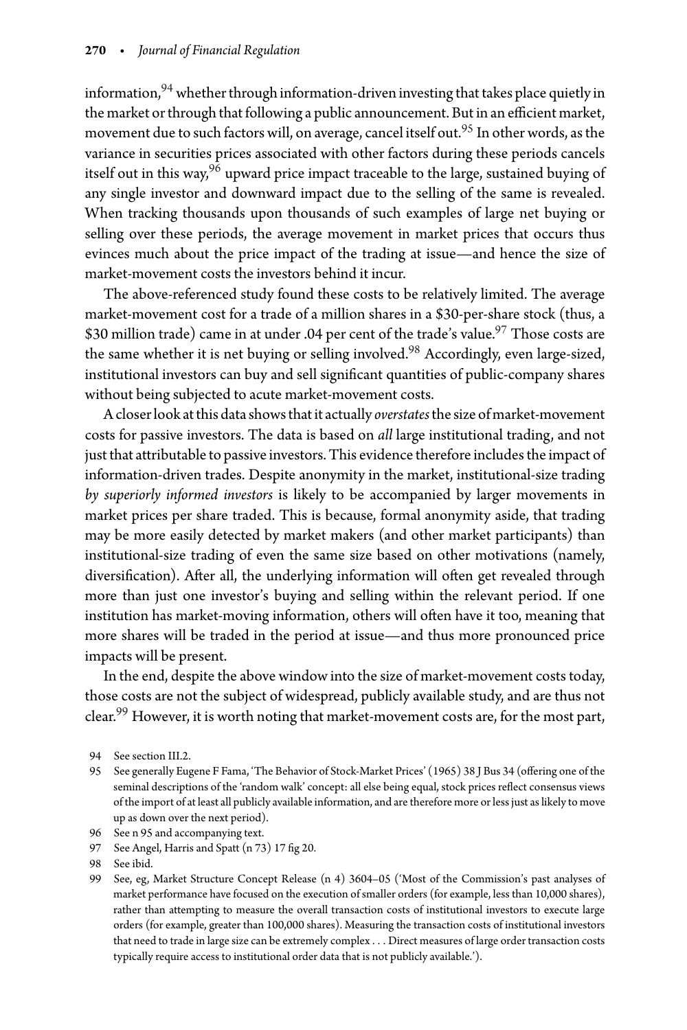information,[94] whether through information-driven investing that takes place quietly in the market or through that following a public announcement. But in an efficient market, movement due to such factors will, on average, cancel itself out.[95] In other words, as the variance in securities prices associated with other factors during these periods cancels itself out in this way,[96] upward price impact traceable to the large, sustained buying of any single investor and downward impact due to the selling of the same is revealed. When tracking thousands upon thousands of such examples of large net buying or selling over these periods, the average movement in market prices that occurs thus evinces much about the price impact of the trading at issue—and hence the size of market-movement costs the investors behind it incur.

The above-referenced study found these costs to be relatively limited. The average market-movement cost for a trade of a million shares in a $30-per-share stock (thus, a $30 million trade) came in at under .04 per cent of the trade's value.[97] Those costs are the same whether it is net buying or selling involved.[98] Accordingly, even large-sized, institutional investors can buy and sell significant quantities of public-company shares without being subjected to acute market-movement costs.

A closer look at this data shows that it actually *overstates* the size of market-movement costs for passive investors. The data is based on *all* large institutional trading, and not just that attributable to passive investors. This evidence therefore includes the impact of information-driven trades. Despite anonymity in the market, institutional-size trading *by superiorly informed investors* is likely to be accompanied by larger movements in market prices per share traded. This is because, formal anonymity aside, that trading may be more easily detected by market makers (and other market participants) than institutional-size trading of even the same size based on other motivations (namely, diversification). After all, the underlying information will often get revealed through more than just one investor's buying and selling within the relevant period. If one institution has market-moving information, others will often have it too, meaning that more shares will be traded in the period at issue—and thus more pronounced price impacts will be present.

In the end, despite the above window into the size of market-movement costs today, those costs are not the subject of widespread, publicly available study, and are thus not clear.[99] However, it is worth noting that market-movement costs are, for the most part,

94 See section III.2.

95 See generally Eugene F Fama, 'The Behavior of Stock-Market Prices' (1965) 38 J Bus 34 (offering one of the seminal descriptions of the 'random walk' concept: all else being equal, stock prices reflect consensus views of the import of at least all publicly available information, and are therefore more or less just as likely to move up as down over the next period).

96 See n 95 and accompanying text.

97 See Angel, Harris and Spatt (n 73) 17 fig 20.

98 See ibid.

99 See, eg, Market Structure Concept Release (n 4) 3604–05 ('Most of the Commission's past analyses of market performance have focused on the execution of smaller orders (for example, less than 10,000 shares), rather than attempting to measure the overall transaction costs of institutional investors to execute large orders (for example, greater than 100,000 shares). Measuring the transaction costs of institutional investors that need to trade in large size can be extremely complex . . . Direct measures of large order transaction costs typically require access to institutional order data that is not publicly available.').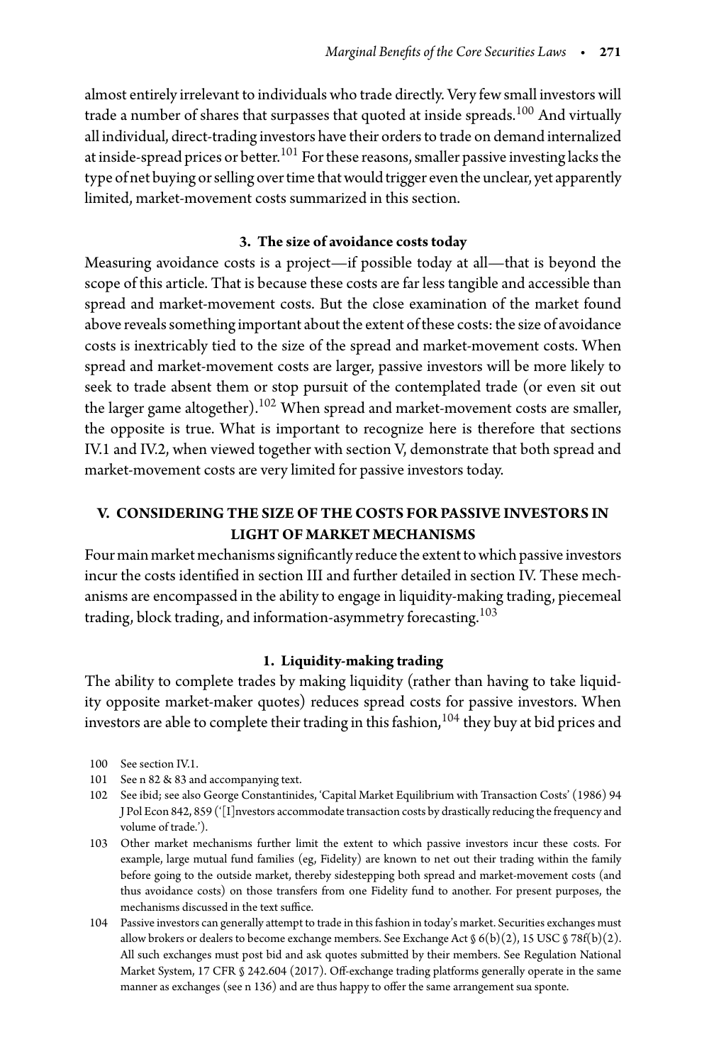almost entirely irrelevant to individuals who trade directly. Very few small investors will trade a number of shares that surpasses that quoted at inside spreads.[100] And virtually all individual, direct-trading investors have their orders to trade on demand internalized at inside-spread prices or better.[101] For these reasons, smaller passive investing lacks the type of net buying or selling over time that would trigger even the unclear, yet apparently limited, market-movement costs summarized in this section.

### 3. The size of avoidance costs today

Measuring avoidance costs is a project—if possible today at all—that is beyond the scope of this article. That is because these costs are far less tangible and accessible than spread and market-movement costs. But the close examination of the market found above reveals something important about the extent of these costs: the size of avoidance costs is inextricably tied to the size of the spread and market-movement costs. When spread and market-movement costs are larger, passive investors will be more likely to seek to trade absent them or stop pursuit of the contemplated trade (or even sit out the larger game altogether).[102] When spread and market-movement costs are smaller, the opposite is true. What is important to recognize here is therefore that sections IV.1 and IV.2, when viewed together with section V, demonstrate that both spread and market-movement costs are very limited for passive investors today.

## V. CONSIDERING THE SIZE OF THE COSTS FOR PASSIVE INVESTORS IN LIGHT OF MARKET MECHANISMS

Four main market mechanisms significantly reduce the extent to which passive investors incur the costs identified in section III and further detailed in section IV. These mechanisms are encompassed in the ability to engage in liquidity-making trading, piecemeal trading, block trading, and information-asymmetry forecasting.[103]

### 1. Liquidity-making trading

The ability to complete trades by making liquidity (rather than having to take liquidity opposite market-maker quotes) reduces spread costs for passive investors. When investors are able to complete their trading in this fashion,[104] they buy at bid prices and

---

100 See section IV.1.

101 See n 82 & 83 and accompanying text.

102 See ibid; see also George Constantinides, 'Capital Market Equilibrium with Transaction Costs' (1986) 94 J Pol Econ 842, 859 ('[I]nvestors accommodate transaction costs by drastically reducing the frequency and volume of trade.').

103 Other market mechanisms further limit the extent to which passive investors incur these costs. For example, large mutual fund families (eg, Fidelity) are known to net out their trading within the family before going to the outside market, thereby sidestepping both spread and market-movement costs (and thus avoidance costs) on those transfers from one Fidelity fund to another. For present purposes, the mechanisms discussed in the text suffice.

104 Passive investors can generally attempt to trade in this fashion in today's market. Securities exchanges must allow brokers or dealers to become exchange members. See Exchange Act § 6(b)(2), 15 USC § 78f(b)(2). All such exchanges must post bid and ask quotes submitted by their members. See Regulation National Market System, 17 CFR § 242.604 (2017). Off-exchange trading platforms generally operate in the same manner as exchanges (see n 136) and are thus happy to offer the same arrangement sua sponte.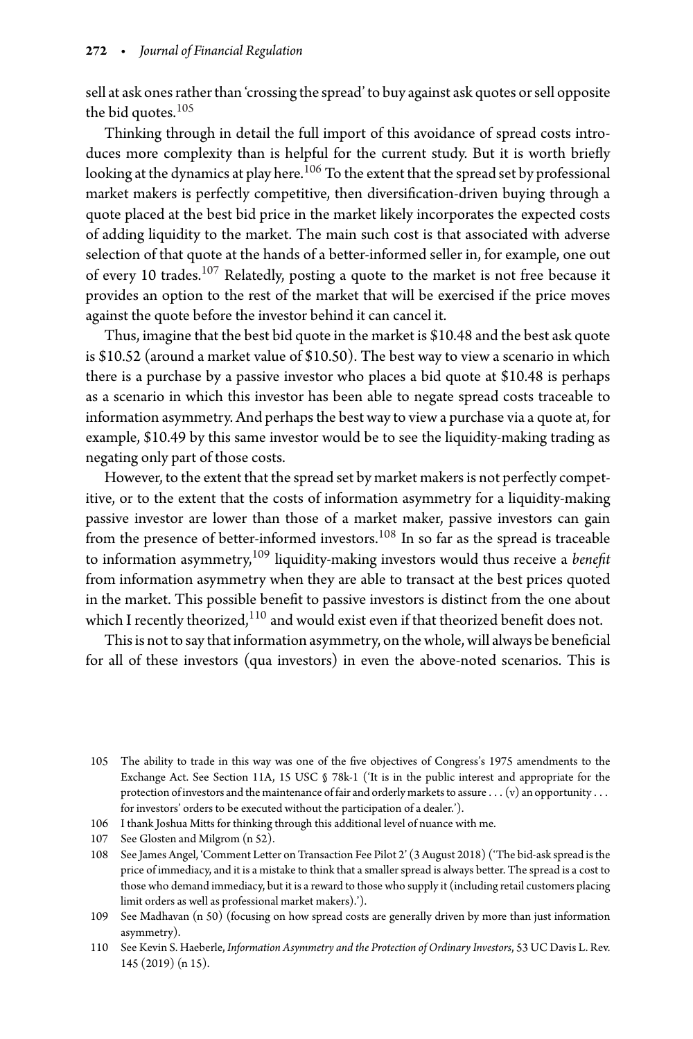sell at ask ones rather than 'crossing the spread' to buy against ask quotes or sell opposite the bid quotes.[105]

Thinking through in detail the full import of this avoidance of spread costs introduces more complexity than is helpful for the current study. But it is worth briefly looking at the dynamics at play here.[106] To the extent that the spread set by professional market makers is perfectly competitive, then diversification-driven buying through a quote placed at the best bid price in the market likely incorporates the expected costs of adding liquidity to the market. The main such cost is that associated with adverse selection of that quote at the hands of a better-informed seller in, for example, one out of every 10 trades.[107] Relatedly, posting a quote to the market is not free because it provides an option to the rest of the market that will be exercised if the price moves against the quote before the investor behind it can cancel it.

Thus, imagine that the best bid quote in the market is $10.48 and the best ask quote is $10.52 (around a market value of $10.50). The best way to view a scenario in which there is a purchase by a passive investor who places a bid quote at $10.48 is perhaps as a scenario in which this investor has been able to negate spread costs traceable to information asymmetry. And perhaps the best way to view a purchase via a quote at, for example, $10.49 by this same investor would be to see the liquidity-making trading as negating only part of those costs.

However, to the extent that the spread set by market makers is not perfectly competitive, or to the extent that the costs of information asymmetry for a liquidity-making passive investor are lower than those of a market maker, passive investors can gain from the presence of better-informed investors.[108] In so far as the spread is traceable to information asymmetry,[109] liquidity-making investors would thus receive a *benefit* from information asymmetry when they are able to transact at the best prices quoted in the market. This possible benefit to passive investors is distinct from the one about which I recently theorized,[110] and would exist even if that theorized benefit does not.

This is not to say that information asymmetry, on the whole, will always be beneficial for all of these investors (qua investors) in even the above-noted scenarios. This is

105 The ability to trade in this way was one of the five objectives of Congress's 1975 amendments to the Exchange Act. See Section 11A, 15 USC § 78k-1 ('It is in the public interest and appropriate for the protection of investors and the maintenance of fair and orderly markets to assure . . . (v) an opportunity . . . for investors' orders to be executed without the participation of a dealer.').

106 I thank Joshua Mitts for thinking through this additional level of nuance with me.

107 See Glosten and Milgrom (n 52).

108 See James Angel, 'Comment Letter on Transaction Fee Pilot 2' (3 August 2018) ('The bid-ask spread is the price of immediacy, and it is a mistake to think that a smaller spread is always better. The spread is a cost to those who demand immediacy, but it is a reward to those who supply it (including retail customers placing limit orders as well as professional market makers).').

109 See Madhavan (n 50) (focusing on how spread costs are generally driven by more than just information asymmetry).

110 See Kevin S. Haeberle, *Information Asymmetry and the Protection of Ordinary Investors*, 53 UC Davis L. Rev. 145 (2019) (n 15).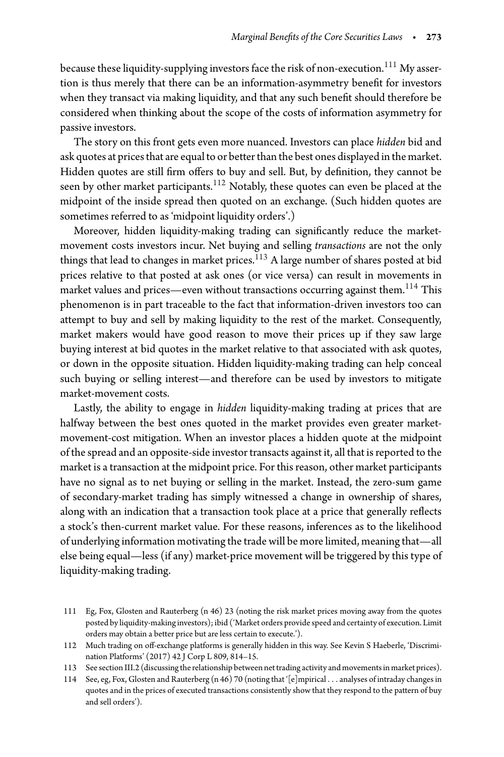because these liquidity-supplying investors face the risk of non-execution.[111] My assertion is thus merely that there can be an information-asymmetry benefit for investors when they transact via making liquidity, and that any such benefit should therefore be considered when thinking about the scope of the costs of information asymmetry for passive investors.

The story on this front gets even more nuanced. Investors can place *hidden* bid and ask quotes at prices that are equal to or better than the best ones displayed in the market. Hidden quotes are still firm offers to buy and sell. But, by definition, they cannot be seen by other market participants.[112] Notably, these quotes can even be placed at the midpoint of the inside spread then quoted on an exchange. (Such hidden quotes are sometimes referred to as 'midpoint liquidity orders'.)

Moreover, hidden liquidity-making trading can significantly reduce the market-movement costs investors incur. Net buying and selling *transactions* are not the only things that lead to changes in market prices.[113] A large number of shares posted at bid prices relative to that posted at ask ones (or vice versa) can result in movements in market values and prices—even without transactions occurring against them.[114] This phenomenon is in part traceable to the fact that information-driven investors too can attempt to buy and sell by making liquidity to the rest of the market. Consequently, market makers would have good reason to move their prices up if they saw large buying interest at bid quotes in the market relative to that associated with ask quotes, or down in the opposite situation. Hidden liquidity-making trading can help conceal such buying or selling interest—and therefore can be used by investors to mitigate market-movement costs.

Lastly, the ability to engage in *hidden* liquidity-making trading at prices that are halfway between the best ones quoted in the market provides even greater market-movement-cost mitigation. When an investor places a hidden quote at the midpoint of the spread and an opposite-side investor transacts against it, all that is reported to the market is a transaction at the midpoint price. For this reason, other market participants have no signal as to net buying or selling in the market. Instead, the zero-sum game of secondary-market trading has simply witnessed a change in ownership of shares, along with an indication that a transaction took place at a price that generally reflects a stock's then-current market value. For these reasons, inferences as to the likelihood of underlying information motivating the trade will be more limited, meaning that—all else being equal—less (if any) market-price movement will be triggered by this type of liquidity-making trading.

111 Eg, Fox, Glosten and Rauterberg (n 46) 23 (noting the risk market prices moving away from the quotes posted by liquidity-making investors); ibid ('Market orders provide speed and certainty of execution. Limit orders may obtain a better price but are less certain to execute.').

112 Much trading on off-exchange platforms is generally hidden in this way. See Kevin S Haeberle, 'Discrimination Platforms' (2017) 42 J Corp L 809, 814–15.

113 See section III.2 (discussing the relationship between net trading activity and movements in market prices).

114 See, eg, Fox, Glosten and Rauterberg (n 46) 70 (noting that '[e]mpirical . . . analyses of intraday changes in quotes and in the prices of executed transactions consistently show that they respond to the pattern of buy and sell orders').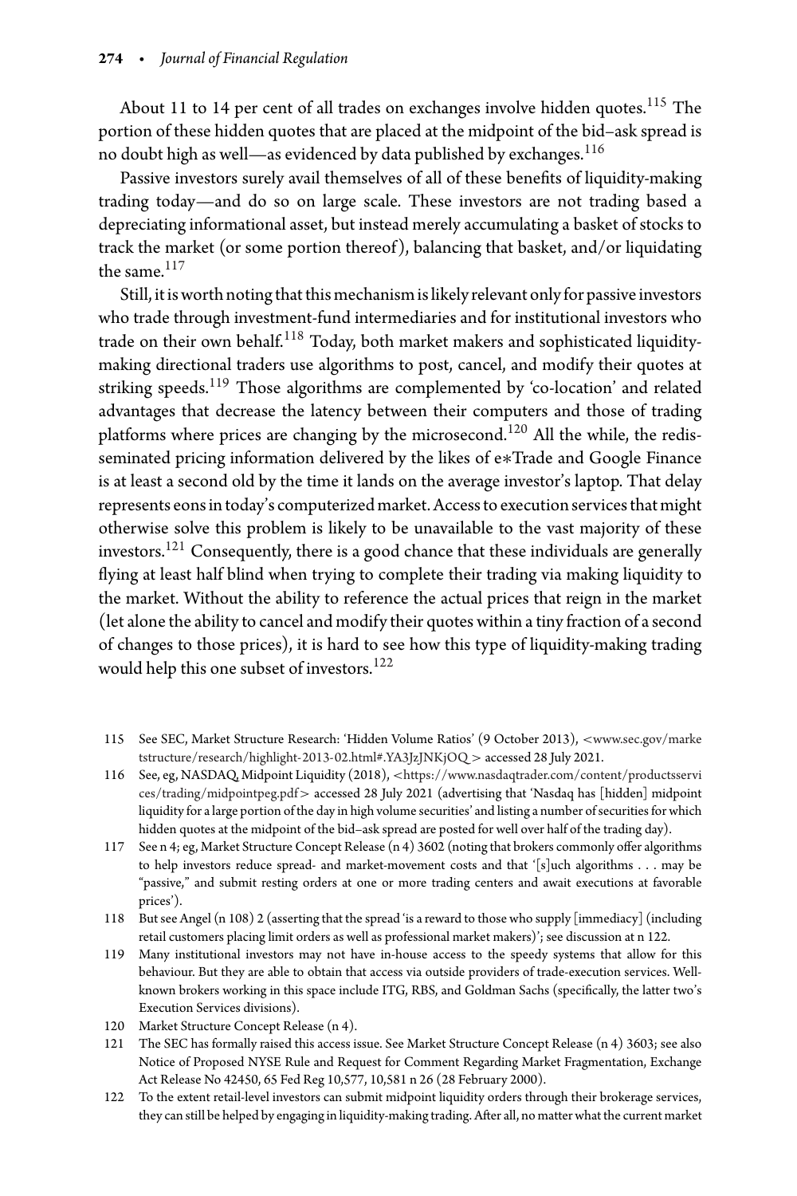About 11 to 14 per cent of all trades on exchanges involve hidden quotes.[115] The portion of these hidden quotes that are placed at the midpoint of the bid–ask spread is no doubt high as well—as evidenced by data published by exchanges.[116]

Passive investors surely avail themselves of all of these benefits of liquidity-making trading today—and do so on large scale. These investors are not trading based a depreciating informational asset, but instead merely accumulating a basket of stocks to track the market (or some portion thereof), balancing that basket, and/or liquidating the same.[117]

Still, it is worth noting that this mechanism is likely relevant only for passive investors who trade through investment-fund intermediaries and for institutional investors who trade on their own behalf.[118] Today, both market makers and sophisticated liquidity-making directional traders use algorithms to post, cancel, and modify their quotes at striking speeds.[119] Those algorithms are complemented by 'co-location' and related advantages that decrease the latency between their computers and those of trading platforms where prices are changing by the microsecond.[120] All the while, the redisseminated pricing information delivered by the likes of e*Trade and Google Finance is at least a second old by the time it lands on the average investor's laptop. That delay represents eons in today's computerized market. Access to execution services that might otherwise solve this problem is likely to be unavailable to the vast majority of these investors.[121] Consequently, there is a good chance that these individuals are generally flying at least half blind when trying to complete their trading via making liquidity to the market. Without the ability to reference the actual prices that reign in the market (let alone the ability to cancel and modify their quotes within a tiny fraction of a second of changes to those prices), it is hard to see how this type of liquidity-making trading would help this one subset of investors.[122]

115 See SEC, Market Structure Research: 'Hidden Volume Ratios' (9 October 2013), <www.sec.gov/marketstructure/research/highlight-2013-02.html#.YA3JzJNKjOQ> accessed 28 July 2021.

116 See, eg, NASDAQ, Midpoint Liquidity (2018), <https://www.nasdaqtrader.com/content/productsservices/trading/midpointpeg.pdf> accessed 28 July 2021 (advertising that 'Nasdaq has [hidden] midpoint liquidity for a large portion of the day in high volume securities' and listing a number of securities for which hidden quotes at the midpoint of the bid–ask spread are posted for well over half of the trading day).

117 See n 4; eg, Market Structure Concept Release (n 4) 3602 (noting that brokers commonly offer algorithms to help investors reduce spread- and market-movement costs and that '[s]uch algorithms . . . may be "passive," and submit resting orders at one or more trading centers and await executions at favorable prices').

118 But see Angel (n 108) 2 (asserting that the spread 'is a reward to those who supply [immediacy] (including retail customers placing limit orders as well as professional market makers)'; see discussion at n 122.

119 Many institutional investors may not have in-house access to the speedy systems that allow for this behaviour. But they are able to obtain that access via outside providers of trade-execution services. Well-known brokers working in this space include ITG, RBS, and Goldman Sachs (specifically, the latter two's Execution Services divisions).

120 Market Structure Concept Release (n 4).

121 The SEC has formally raised this access issue. See Market Structure Concept Release (n 4) 3603; see also Notice of Proposed NYSE Rule and Request for Comment Regarding Market Fragmentation, Exchange Act Release No 42450, 65 Fed Reg 10,577, 10,581 n 26 (28 February 2000).

122 To the extent retail-level investors can submit midpoint liquidity orders through their brokerage services, they can still be helped by engaging in liquidity-making trading. After all, no matter what the current market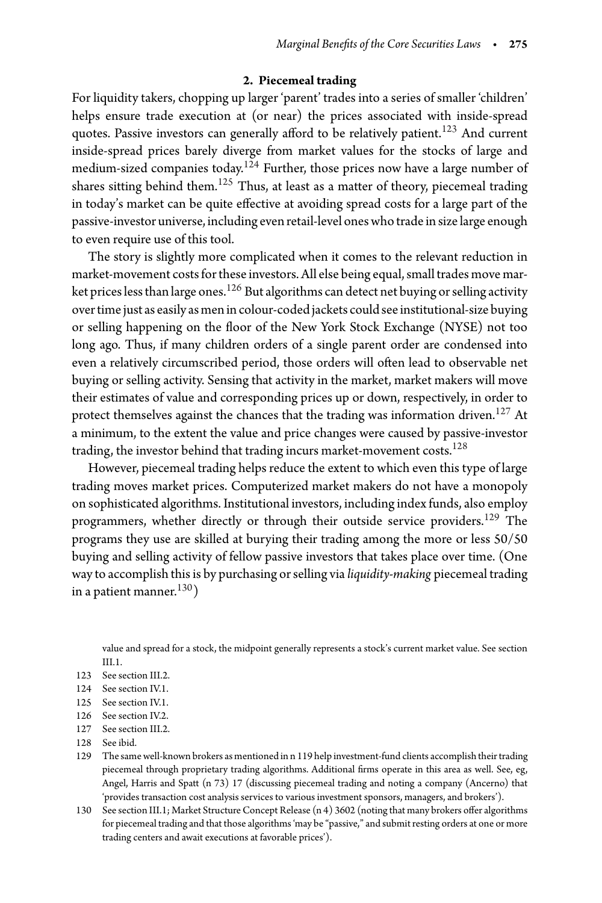### 2. Piecemeal trading

For liquidity takers, chopping up larger 'parent' trades into a series of smaller 'children' helps ensure trade execution at (or near) the prices associated with inside-spread quotes. Passive investors can generally afford to be relatively patient.[123] And current inside-spread prices barely diverge from market values for the stocks of large and medium-sized companies today.[124] Further, those prices now have a large number of shares sitting behind them.[125] Thus, at least as a matter of theory, piecemeal trading in today's market can be quite effective at avoiding spread costs for a large part of the passive-investor universe, including even retail-level ones who trade in size large enough to even require use of this tool.

The story is slightly more complicated when it comes to the relevant reduction in market-movement costs for these investors. All else being equal, small trades move market prices less than large ones.[126] But algorithms can detect net buying or selling activity over time just as easily as men in colour-coded jackets could see institutional-size buying or selling happening on the floor of the New York Stock Exchange (NYSE) not too long ago. Thus, if many children orders of a single parent order are condensed into even a relatively circumscribed period, those orders will often lead to observable net buying or selling activity. Sensing that activity in the market, market makers will move their estimates of value and corresponding prices up or down, respectively, in order to protect themselves against the chances that the trading was information driven.[127] At a minimum, to the extent the value and price changes were caused by passive-investor trading, the investor behind that trading incurs market-movement costs.[128]

However, piecemeal trading helps reduce the extent to which even this type of large trading moves market prices. Computerized market makers do not have a monopoly on sophisticated algorithms. Institutional investors, including index funds, also employ programmers, whether directly or through their outside service providers.[129] The programs they use are skilled at burying their trading among the more or less 50/50 buying and selling activity of fellow passive investors that takes place over time. (One way to accomplish this is by purchasing or selling via *liquidity-making* piecemeal trading in a patient manner.[130])

---

value and spread for a stock, the midpoint generally represents a stock's current market value. See section III.1.

123 See section III.2.

124 See section IV.1.

125 See section IV.1.

126 See section IV.2.

127 See section III.2.

128 See ibid.

129 The same well-known brokers as mentioned in n 119 help investment-fund clients accomplish their trading piecemeal through proprietary trading algorithms. Additional firms operate in this area as well. See, eg, Angel, Harris and Spatt (n 73) 17 (discussing piecemeal trading and noting a company (Ancerno) that 'provides transaction cost analysis services to various investment sponsors, managers, and brokers').

130 See section III.1; Market Structure Concept Release (n 4) 3602 (noting that many brokers offer algorithms for piecemeal trading and that those algorithms 'may be "passive," and submit resting orders at one or more trading centers and await executions at favorable prices').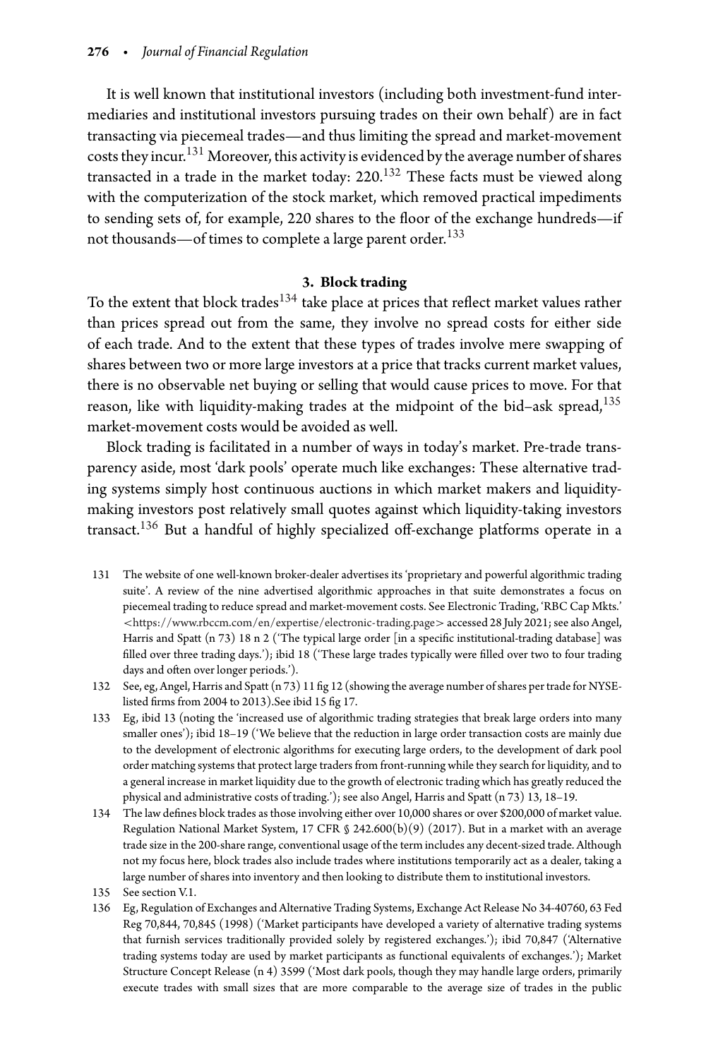It is well known that institutional investors (including both investment-fund intermediaries and institutional investors pursuing trades on their own behalf) are in fact transacting via piecemeal trades—and thus limiting the spread and market-movement costs they incur.[131] Moreover, this activity is evidenced by the average number of shares transacted in a trade in the market today: 220.[132] These facts must be viewed along with the computerization of the stock market, which removed practical impediments to sending sets of, for example, 220 shares to the floor of the exchange hundreds—if not thousands—of times to complete a large parent order.[133]

### 3. Block trading

To the extent that block trades[134] take place at prices that reflect market values rather than prices spread out from the same, they involve no spread costs for either side of each trade. And to the extent that these types of trades involve mere swapping of shares between two or more large investors at a price that tracks current market values, there is no observable net buying or selling that would cause prices to move. For that reason, like with liquidity-making trades at the midpoint of the bid–ask spread,[135] market-movement costs would be avoided as well.

Block trading is facilitated in a number of ways in today's market. Pre-trade transparency aside, most 'dark pools' operate much like exchanges: These alternative trading systems simply host continuous auctions in which market makers and liquidity-making investors post relatively small quotes against which liquidity-taking investors transact.[136] But a handful of highly specialized off-exchange platforms operate in a

---

131 The website of one well-known broker-dealer advertises its 'proprietary and powerful algorithmic trading suite'. A review of the nine advertised algorithmic approaches in that suite demonstrates a focus on piecemeal trading to reduce spread and market-movement costs. See Electronic Trading, 'RBC Cap Mkts.' <https://www.rbccm.com/en/expertise/electronic-trading.page> accessed 28 July 2021; see also Angel, Harris and Spatt (n 73) 18 n 2 ('The typical large order [in a specific institutional-trading database] was filled over three trading days.'); ibid 18 ('These large trades typically were filled over two to four trading days and often over longer periods.').

132 See, eg, Angel, Harris and Spatt (n 73) 11 fig 12 (showing the average number of shares per trade for NYSE-listed firms from 2004 to 2013).See ibid 15 fig 17.

133 Eg, ibid 13 (noting the 'increased use of algorithmic trading strategies that break large orders into many smaller ones'); ibid 18–19 ('We believe that the reduction in large order transaction costs are mainly due to the development of electronic algorithms for executing large orders, to the development of dark pool order matching systems that protect large traders from front-running while they search for liquidity, and to a general increase in market liquidity due to the growth of electronic trading which has greatly reduced the physical and administrative costs of trading.'); see also Angel, Harris and Spatt (n 73) 13, 18–19.

134 The law defines block trades as those involving either over 10,000 shares or over $200,000 of market value. Regulation National Market System, 17 CFR § 242.600(b)(9) (2017). But in a market with an average trade size in the 200-share range, conventional usage of the term includes any decent-sized trade. Although not my focus here, block trades also include trades where institutions temporarily act as a dealer, taking a large number of shares into inventory and then looking to distribute them to institutional investors.

135 See section V.1.

136 Eg, Regulation of Exchanges and Alternative Trading Systems, Exchange Act Release No 34-40760, 63 Fed Reg 70,844, 70,845 (1998) ('Market participants have developed a variety of alternative trading systems that furnish services traditionally provided solely by registered exchanges.'); ibid 70,847 ('Alternative trading systems today are used by market participants as functional equivalents of exchanges.'); Market Structure Concept Release (n 4) 3599 ('Most dark pools, though they may handle large orders, primarily execute trades with small sizes that are more comparable to the average size of trades in the public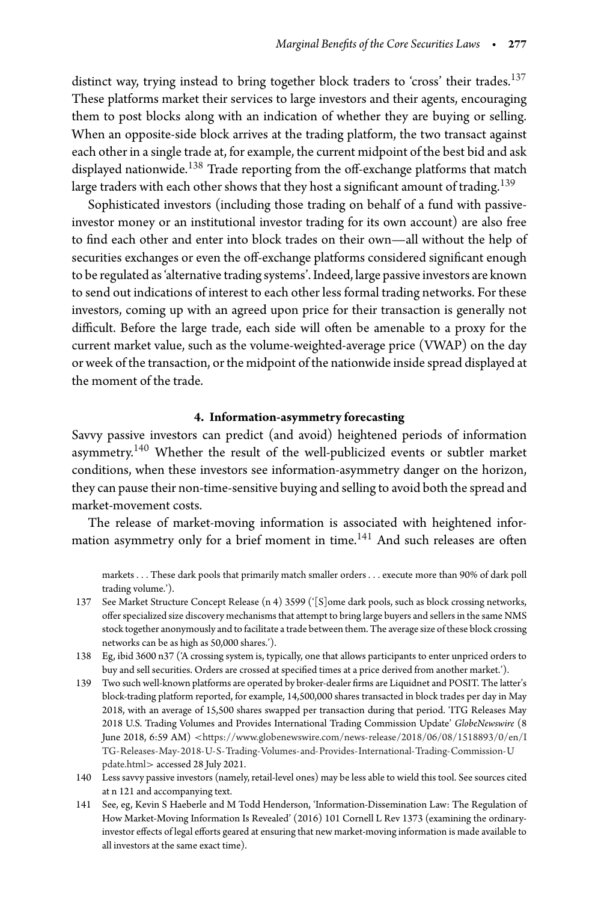distinct way, trying instead to bring together block traders to 'cross' their trades.[137] These platforms market their services to large investors and their agents, encouraging them to post blocks along with an indication of whether they are buying or selling. When an opposite-side block arrives at the trading platform, the two transact against each other in a single trade at, for example, the current midpoint of the best bid and ask displayed nationwide.[138] Trade reporting from the off-exchange platforms that match large traders with each other shows that they host a significant amount of trading.[139]

Sophisticated investors (including those trading on behalf of a fund with passive-investor money or an institutional investor trading for its own account) are also free to find each other and enter into block trades on their own—all without the help of securities exchanges or even the off-exchange platforms considered significant enough to be regulated as 'alternative trading systems'. Indeed, large passive investors are known to send out indications of interest to each other less formal trading networks. For these investors, coming up with an agreed upon price for their transaction is generally not difficult. Before the large trade, each side will often be amenable to a proxy for the current market value, such as the volume-weighted-average price (VWAP) on the day or week of the transaction, or the midpoint of the nationwide inside spread displayed at the moment of the trade.

#### 4. Information-asymmetry forecasting

Savvy passive investors can predict (and avoid) heightened periods of information asymmetry.[140] Whether the result of the well-publicized events or subtler market conditions, when these investors see information-asymmetry danger on the horizon, they can pause their non-time-sensitive buying and selling to avoid both the spread and market-movement costs.

The release of market-moving information is associated with heightened information asymmetry only for a brief moment in time.[141] And such releases are often

markets . . . These dark pools that primarily match smaller orders . . . execute more than 90% of dark poll trading volume.').

137 See Market Structure Concept Release (n 4) 3599 ('[S]ome dark pools, such as block crossing networks, offer specialized size discovery mechanisms that attempt to bring large buyers and sellers in the same NMS stock together anonymously and to facilitate a trade between them. The average size of these block crossing networks can be as high as 50,000 shares.').

138 Eg, ibid 3600 n37 ('A crossing system is, typically, one that allows participants to enter unpriced orders to buy and sell securities. Orders are crossed at specified times at a price derived from another market.').

139 Two such well-known platforms are operated by broker-dealer firms are Liquidnet and POSIT. The latter's block-trading platform reported, for example, 14,500,000 shares transacted in block trades per day in May 2018, with an average of 15,500 shares swapped per transaction during that period. 'ITG Releases May 2018 U.S. Trading Volumes and Provides International Trading Commission Update' *GlobeNewswire* (8 June 2018, 6:59 AM) <https://www.globenewswire.com/news-release/2018/06/08/1518893/0/en/ITG-Releases-May-2018-U-S-Trading-Volumes-and-Provides-International-Trading-Commission-Update.html> accessed 28 July 2021.

140 Less savvy passive investors (namely, retail-level ones) may be less able to wield this tool. See sources cited at n 121 and accompanying text.

141 See, eg, Kevin S Haeberle and M Todd Henderson, 'Information-Dissemination Law: The Regulation of How Market-Moving Information Is Revealed' (2016) 101 Cornell L Rev 1373 (examining the ordinary-investor effects of legal efforts geared at ensuring that new market-moving information is made available to all investors at the same exact time).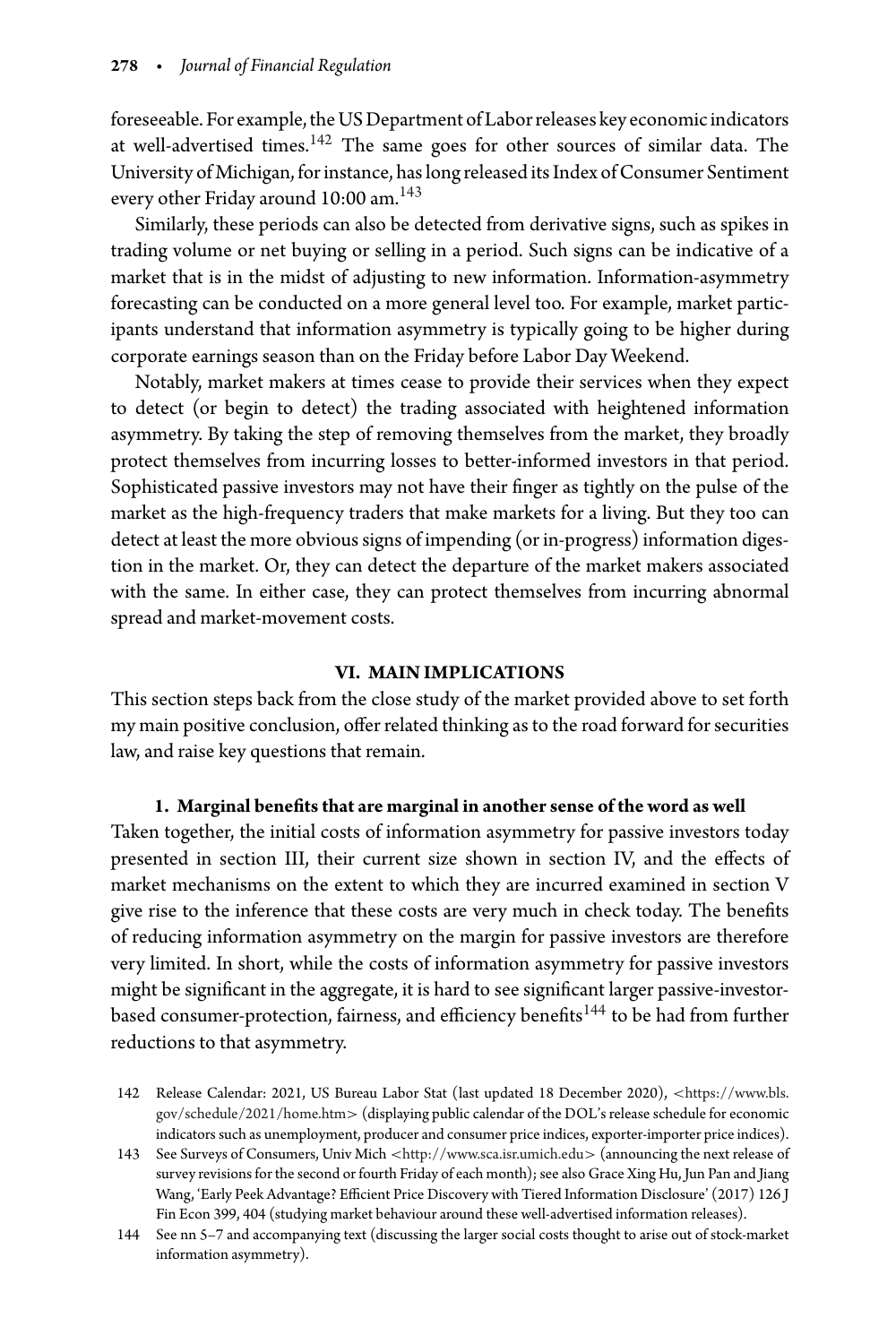foreseeable. For example, the US Department of Labor releases key economic indicators at well-advertised times.[142] The same goes for other sources of similar data. The University of Michigan, for instance, has long released its Index of Consumer Sentiment every other Friday around 10:00 am.[143]

Similarly, these periods can also be detected from derivative signs, such as spikes in trading volume or net buying or selling in a period. Such signs can be indicative of a market that is in the midst of adjusting to new information. Information-asymmetry forecasting can be conducted on a more general level too. For example, market participants understand that information asymmetry is typically going to be higher during corporate earnings season than on the Friday before Labor Day Weekend.

Notably, market makers at times cease to provide their services when they expect to detect (or begin to detect) the trading associated with heightened information asymmetry. By taking the step of removing themselves from the market, they broadly protect themselves from incurring losses to better-informed investors in that period. Sophisticated passive investors may not have their finger as tightly on the pulse of the market as the high-frequency traders that make markets for a living. But they too can detect at least the more obvious signs of impending (or in-progress) information digestion in the market. Or, they can detect the departure of the market makers associated with the same. In either case, they can protect themselves from incurring abnormal spread and market-movement costs.

## VI. MAIN IMPLICATIONS

This section steps back from the close study of the market provided above to set forth my main positive conclusion, offer related thinking as to the road forward for securities law, and raise key questions that remain.

### 1. Marginal benefits that are marginal in another sense of the word as well

Taken together, the initial costs of information asymmetry for passive investors today presented in section III, their current size shown in section IV, and the effects of market mechanisms on the extent to which they are incurred examined in section V give rise to the inference that these costs are very much in check today. The benefits of reducing information asymmetry on the margin for passive investors are therefore very limited. In short, while the costs of information asymmetry for passive investors might be significant in the aggregate, it is hard to see significant larger passive-investor-based consumer-protection, fairness, and efficiency benefits[144] to be had from further reductions to that asymmetry.

142 Release Calendar: 2021, US Bureau Labor Stat (last updated 18 December 2020), <https://www.bls.gov/schedule/2021/home.htm> (displaying public calendar of the DOL's release schedule for economic indicators such as unemployment, producer and consumer price indices, exporter-importer price indices).

143 See Surveys of Consumers, Univ Mich <http://www.sca.isr.umich.edu> (announcing the next release of survey revisions for the second or fourth Friday of each month); see also Grace Xing Hu, Jun Pan and Jiang Wang, 'Early Peek Advantage? Efficient Price Discovery with Tiered Information Disclosure' (2017) 126 J Fin Econ 399, 404 (studying market behaviour around these well-advertised information releases).

144 See nn 5–7 and accompanying text (discussing the larger social costs thought to arise out of stock-market information asymmetry).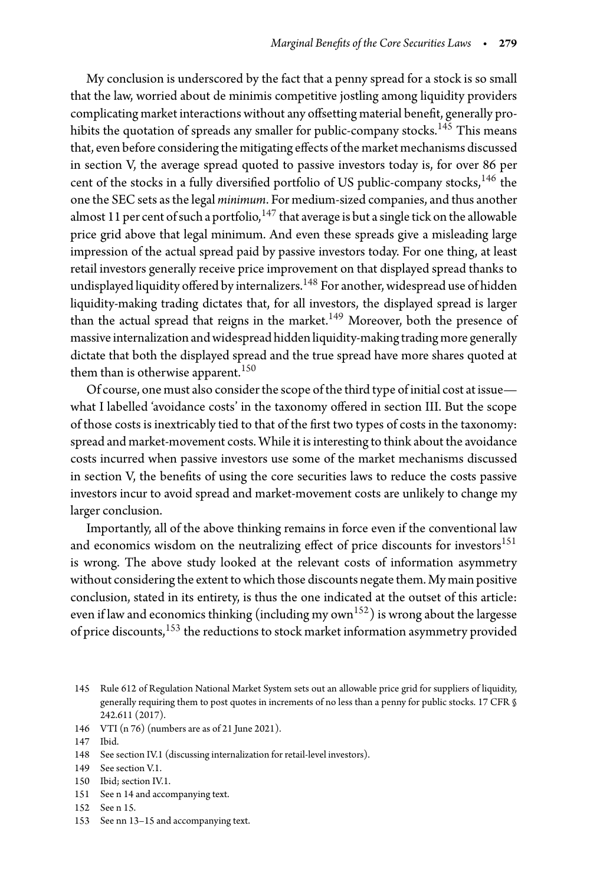My conclusion is underscored by the fact that a penny spread for a stock is so small that the law, worried about de minimis competitive jostling among liquidity providers complicating market interactions without any offsetting material benefit, generally prohibits the quotation of spreads any smaller for public-company stocks.[145] This means that, even before considering the mitigating effects of the market mechanisms discussed in section V, the average spread quoted to passive investors today is, for over 86 per cent of the stocks in a fully diversified portfolio of US public-company stocks,[146] the one the SEC sets as the legal *minimum*. For medium-sized companies, and thus another almost 11 per cent of such a portfolio,[147] that average is but a single tick on the allowable price grid above that legal minimum. And even these spreads give a misleading large impression of the actual spread paid by passive investors today. For one thing, at least retail investors generally receive price improvement on that displayed spread thanks to undisplayed liquidity offered by internalizers.[148] For another, widespread use of hidden liquidity-making trading dictates that, for all investors, the displayed spread is larger than the actual spread that reigns in the market.[149] Moreover, both the presence of massive internalization and widespread hidden liquidity-making trading more generally dictate that both the displayed spread and the true spread have more shares quoted at them than is otherwise apparent.[150]

Of course, one must also consider the scope of the third type of initial cost at issue—what I labelled 'avoidance costs' in the taxonomy offered in section III. But the scope of those costs is inextricably tied to that of the first two types of costs in the taxonomy: spread and market-movement costs. While it is interesting to think about the avoidance costs incurred when passive investors use some of the market mechanisms discussed in section V, the benefits of using the core securities laws to reduce the costs passive investors incur to avoid spread and market-movement costs are unlikely to change my larger conclusion.

Importantly, all of the above thinking remains in force even if the conventional law and economics wisdom on the neutralizing effect of price discounts for investors[151] is wrong. The above study looked at the relevant costs of information asymmetry without considering the extent to which those discounts negate them. My main positive conclusion, stated in its entirety, is thus the one indicated at the outset of this article: even if law and economics thinking (including my own[152]) is wrong about the largesse of price discounts,[153] the reductions to stock market information asymmetry provided

145 Rule 612 of Regulation National Market System sets out an allowable price grid for suppliers of liquidity, generally requiring them to post quotes in increments of no less than a penny for public stocks. 17 CFR § 242.611 (2017).

146 VTI (n 76) (numbers are as of 21 June 2021).

147 Ibid.

148 See section IV.1 (discussing internalization for retail-level investors).

149 See section V.1.

150 Ibid; section IV.1.

151 See n 14 and accompanying text.

152 See n 15.

153 See nn 13–15 and accompanying text.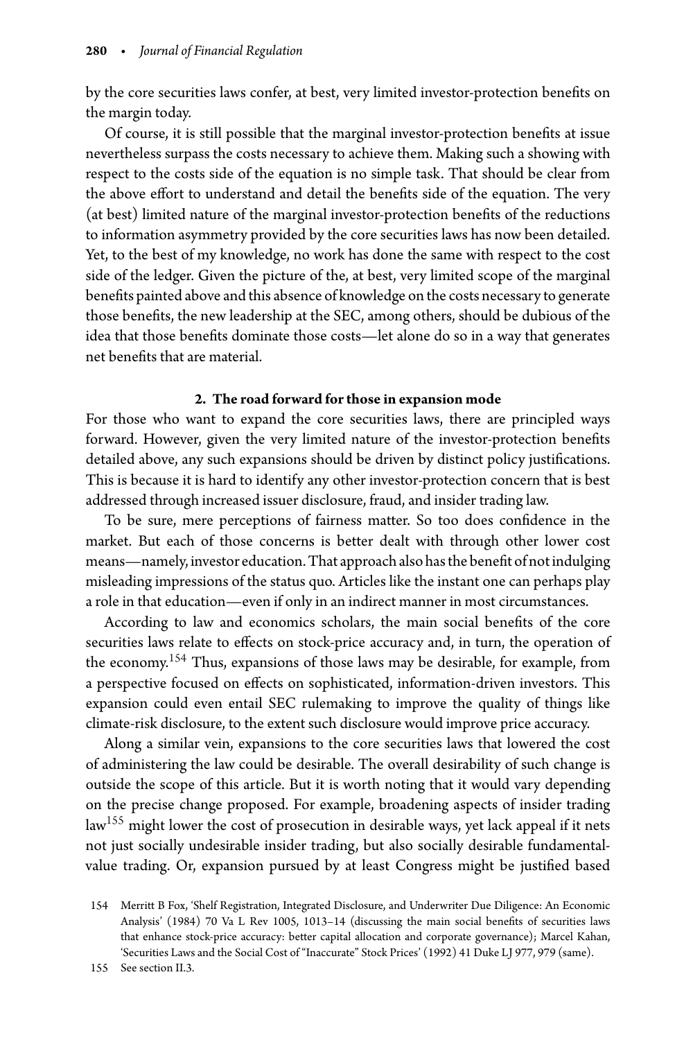by the core securities laws confer, at best, very limited investor-protection benefits on the margin today.

Of course, it is still possible that the marginal investor-protection benefits at issue nevertheless surpass the costs necessary to achieve them. Making such a showing with respect to the costs side of the equation is no simple task. That should be clear from the above effort to understand and detail the benefits side of the equation. The very (at best) limited nature of the marginal investor-protection benefits of the reductions to information asymmetry provided by the core securities laws has now been detailed. Yet, to the best of my knowledge, no work has done the same with respect to the cost side of the ledger. Given the picture of the, at best, very limited scope of the marginal benefits painted above and this absence of knowledge on the costs necessary to generate those benefits, the new leadership at the SEC, among others, should be dubious of the idea that those benefits dominate those costs—let alone do so in a way that generates net benefits that are material.

### 2. The road forward for those in expansion mode

For those who want to expand the core securities laws, there are principled ways forward. However, given the very limited nature of the investor-protection benefits detailed above, any such expansions should be driven by distinct policy justifications. This is because it is hard to identify any other investor-protection concern that is best addressed through increased issuer disclosure, fraud, and insider trading law.

To be sure, mere perceptions of fairness matter. So too does confidence in the market. But each of those concerns is better dealt with through other lower cost means—namely, investor education. That approach also has the benefit of not indulging misleading impressions of the status quo. Articles like the instant one can perhaps play a role in that education—even if only in an indirect manner in most circumstances.

According to law and economics scholars, the main social benefits of the core securities laws relate to effects on stock-price accuracy and, in turn, the operation of the economy.[154] Thus, expansions of those laws may be desirable, for example, from a perspective focused on effects on sophisticated, information-driven investors. This expansion could even entail SEC rulemaking to improve the quality of things like climate-risk disclosure, to the extent such disclosure would improve price accuracy.

Along a similar vein, expansions to the core securities laws that lowered the cost of administering the law could be desirable. The overall desirability of such change is outside the scope of this article. But it is worth noting that it would vary depending on the precise change proposed. For example, broadening aspects of insider trading law[155] might lower the cost of prosecution in desirable ways, yet lack appeal if it nets not just socially undesirable insider trading, but also socially desirable fundamental-value trading. Or, expansion pursued by at least Congress might be justified based

154 Merritt B Fox, 'Shelf Registration, Integrated Disclosure, and Underwriter Due Diligence: An Economic Analysis' (1984) 70 Va L Rev 1005, 1013–14 (discussing the main social benefits of securities laws that enhance stock-price accuracy: better capital allocation and corporate governance); Marcel Kahan, 'Securities Laws and the Social Cost of "Inaccurate" Stock Prices' (1992) 41 Duke LJ 977, 979 (same).

155 See section II.3.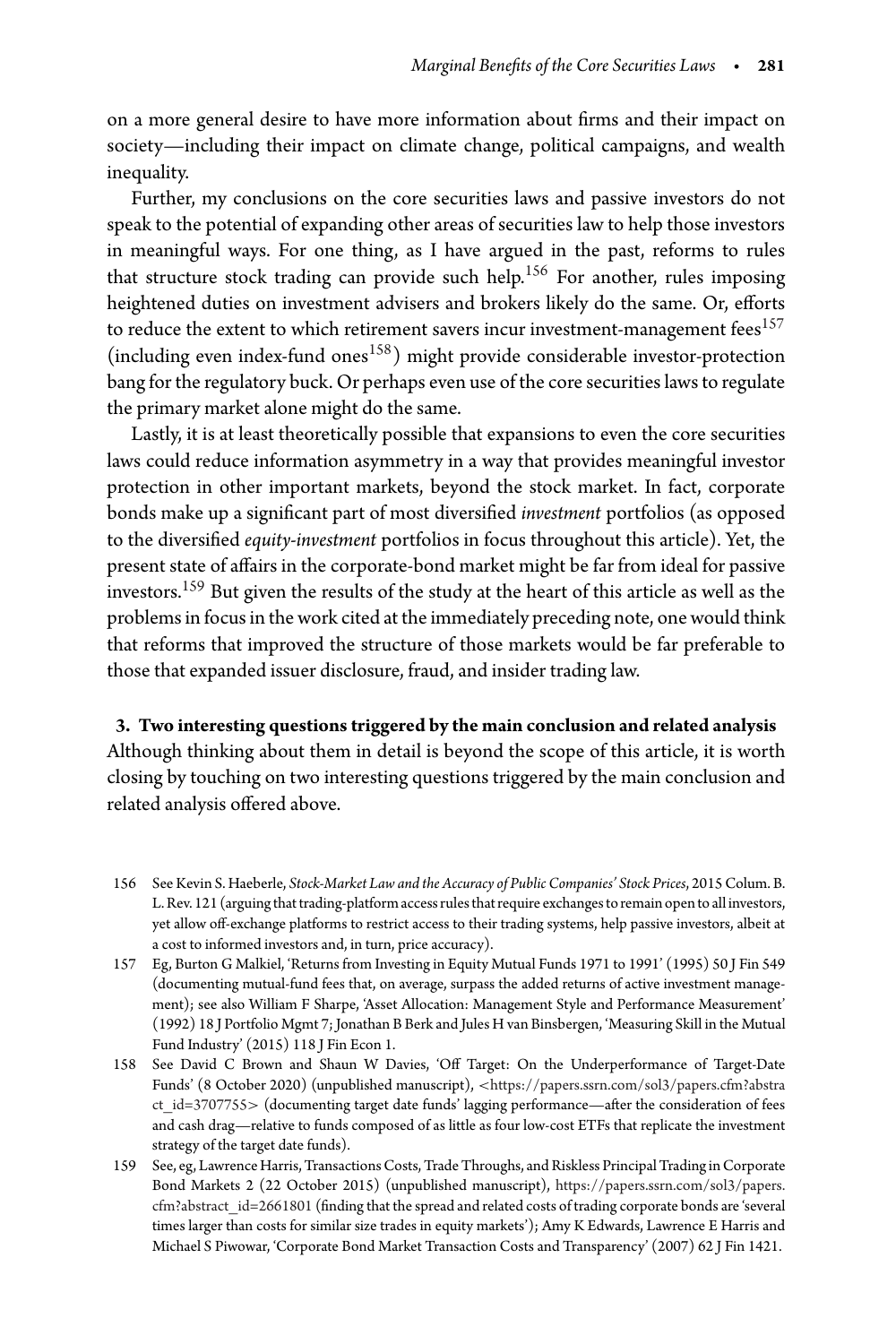on a more general desire to have more information about firms and their impact on society—including their impact on climate change, political campaigns, and wealth inequality.

Further, my conclusions on the core securities laws and passive investors do not speak to the potential of expanding other areas of securities law to help those investors in meaningful ways. For one thing, as I have argued in the past, reforms to rules that structure stock trading can provide such help.[156] For another, rules imposing heightened duties on investment advisers and brokers likely do the same. Or, efforts to reduce the extent to which retirement savers incur investment-management fees[157] (including even index-fund ones[158]) might provide considerable investor-protection bang for the regulatory buck. Or perhaps even use of the core securities laws to regulate the primary market alone might do the same.

Lastly, it is at least theoretically possible that expansions to even the core securities laws could reduce information asymmetry in a way that provides meaningful investor protection in other important markets, beyond the stock market. In fact, corporate bonds make up a significant part of most diversified *investment* portfolios (as opposed to the diversified *equity-investment* portfolios in focus throughout this article). Yet, the present state of affairs in the corporate-bond market might be far from ideal for passive investors.[159] But given the results of the study at the heart of this article as well as the problems in focus in the work cited at the immediately preceding note, one would think that reforms that improved the structure of those markets would be far preferable to those that expanded issuer disclosure, fraud, and insider trading law.

### 3. Two interesting questions triggered by the main conclusion and related analysis

Although thinking about them in detail is beyond the scope of this article, it is worth closing by touching on two interesting questions triggered by the main conclusion and related analysis offered above.

156 See Kevin S. Haeberle, *Stock-Market Law and the Accuracy of Public Companies' Stock Prices*, 2015 Colum. B. L. Rev. 121 (arguing that trading-platform access rules that require exchanges to remain open to all investors, yet allow off-exchange platforms to restrict access to their trading systems, help passive investors, albeit at a cost to informed investors and, in turn, price accuracy).

157 Eg, Burton G Malkiel, 'Returns from Investing in Equity Mutual Funds 1971 to 1991' (1995) 50 J Fin 549 (documenting mutual-fund fees that, on average, surpass the added returns of active investment management); see also William F Sharpe, 'Asset Allocation: Management Style and Performance Measurement' (1992) 18 J Portfolio Mgmt 7; Jonathan B Berk and Jules H van Binsbergen, 'Measuring Skill in the Mutual Fund Industry' (2015) 118 J Fin Econ 1.

158 See David C Brown and Shaun W Davies, 'Off Target: On the Underperformance of Target-Date Funds' (8 October 2020) (unpublished manuscript), <https://papers.ssrn.com/sol3/papers.cfm?abstract_id=3707755> (documenting target date funds' lagging performance—after the consideration of fees and cash drag—relative to funds composed of as little as four low-cost ETFs that replicate the investment strategy of the target date funds).

159 See, eg, Lawrence Harris, Transactions Costs, Trade Throughs, and Riskless Principal Trading in Corporate Bond Markets 2 (22 October 2015) (unpublished manuscript), https://papers.ssrn.com/sol3/papers.cfm?abstract_id=2661801 (finding that the spread and related costs of trading corporate bonds are 'several times larger than costs for similar size trades in equity markets'); Amy K Edwards, Lawrence E Harris and Michael S Piwowar, 'Corporate Bond Market Transaction Costs and Transparency' (2007) 62 J Fin 1421.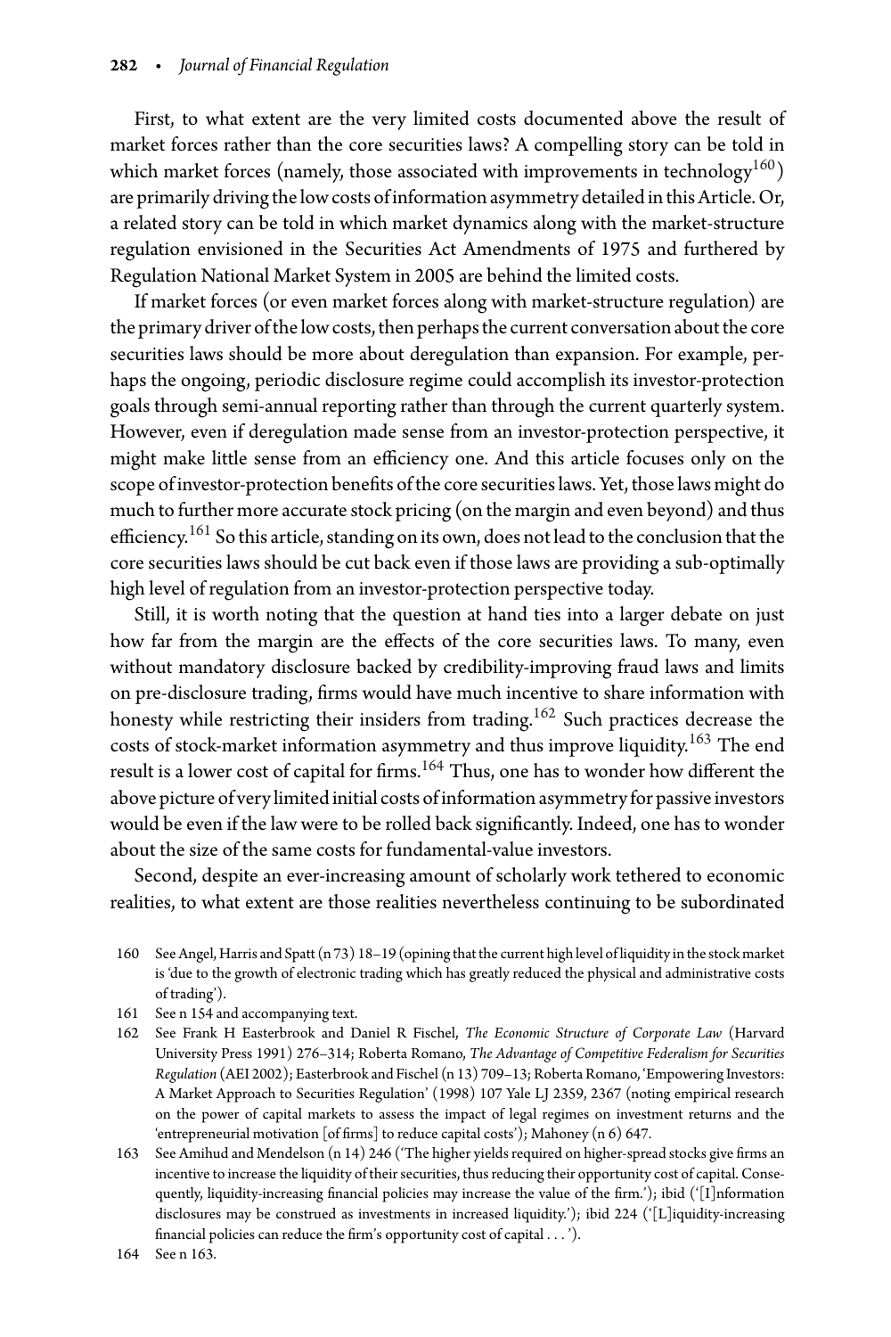First, to what extent are the very limited costs documented above the result of market forces rather than the core securities laws? A compelling story can be told in which market forces (namely, those associated with improvements in technology[160]) are primarily driving the low costs of information asymmetry detailed in this Article. Or, a related story can be told in which market dynamics along with the market-structure regulation envisioned in the Securities Act Amendments of 1975 and furthered by Regulation National Market System in 2005 are behind the limited costs.

If market forces (or even market forces along with market-structure regulation) are the primary driver of the low costs, then perhaps the current conversation about the core securities laws should be more about deregulation than expansion. For example, perhaps the ongoing, periodic disclosure regime could accomplish its investor-protection goals through semi-annual reporting rather than through the current quarterly system. However, even if deregulation made sense from an investor-protection perspective, it might make little sense from an efficiency one. And this article focuses only on the scope of investor-protection benefits of the core securities laws. Yet, those laws might do much to further more accurate stock pricing (on the margin and even beyond) and thus efficiency.[161] So this article, standing on its own, does not lead to the conclusion that the core securities laws should be cut back even if those laws are providing a sub-optimally high level of regulation from an investor-protection perspective today.

Still, it is worth noting that the question at hand ties into a larger debate on just how far from the margin are the effects of the core securities laws. To many, even without mandatory disclosure backed by credibility-improving fraud laws and limits on pre-disclosure trading, firms would have much incentive to share information with honesty while restricting their insiders from trading.[162] Such practices decrease the costs of stock-market information asymmetry and thus improve liquidity.[163] The end result is a lower cost of capital for firms.[164] Thus, one has to wonder how different the above picture of very limited initial costs of information asymmetry for passive investors would be even if the law were to be rolled back significantly. Indeed, one has to wonder about the size of the same costs for fundamental-value investors.

Second, despite an ever-increasing amount of scholarly work tethered to economic realities, to what extent are those realities nevertheless continuing to be subordinated

160 See Angel, Harris and Spatt (n 73) 18–19 (opining that the current high level of liquidity in the stock market is 'due to the growth of electronic trading which has greatly reduced the physical and administrative costs of trading').

161 See n 154 and accompanying text.

162 See Frank H Easterbrook and Daniel R Fischel, *The Economic Structure of Corporate Law* (Harvard University Press 1991) 276–314; Roberta Romano, *The Advantage of Competitive Federalism for Securities Regulation* (AEI 2002); Easterbrook and Fischel (n 13) 709–13; Roberta Romano, 'Empowering Investors: A Market Approach to Securities Regulation' (1998) 107 Yale LJ 2359, 2367 (noting empirical research on the power of capital markets to assess the impact of legal regimes on investment returns and the 'entrepreneurial motivation [of firms] to reduce capital costs'); Mahoney (n 6) 647.

163 See Amihud and Mendelson (n 14) 246 ('The higher yields required on higher-spread stocks give firms an incentive to increase the liquidity of their securities, thus reducing their opportunity cost of capital. Consequently, liquidity-increasing financial policies may increase the value of the firm.'); ibid ('[I]nformation disclosures may be construed as investments in increased liquidity.'); ibid 224 ('[L]iquidity-increasing financial policies can reduce the firm's opportunity cost of capital . . . ').

164 See n 163.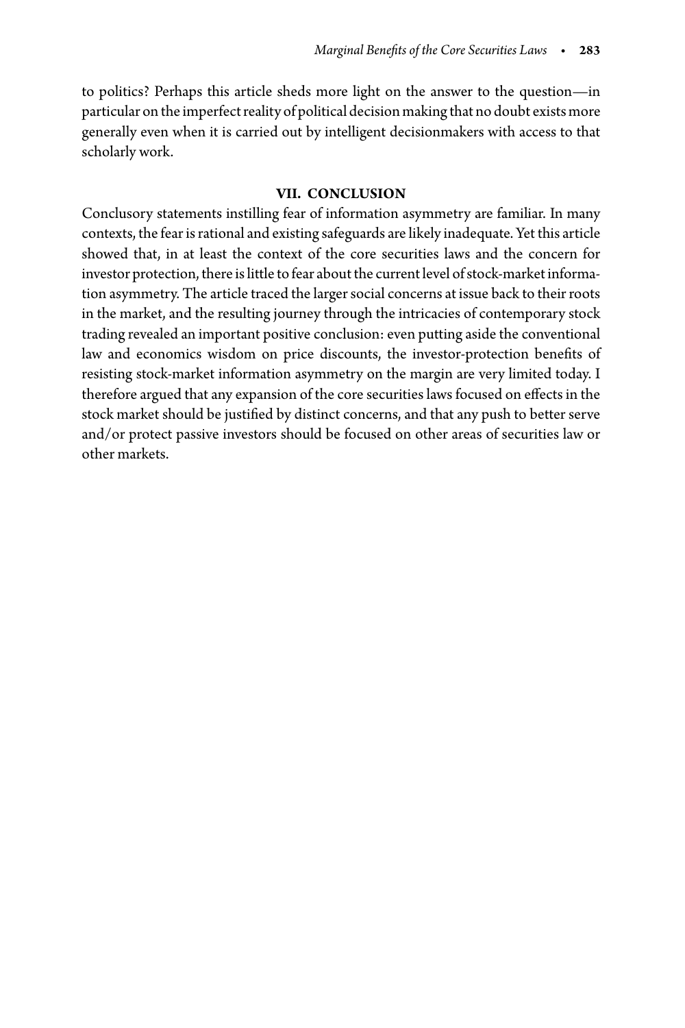to politics? Perhaps this article sheds more light on the answer to the question—in particular on the imperfect reality of political decision making that no doubt exists more generally even when it is carried out by intelligent decisionmakers with access to that scholarly work.

## VII. CONCLUSION

Conclusory statements instilling fear of information asymmetry are familiar. In many contexts, the fear is rational and existing safeguards are likely inadequate. Yet this article showed that, in at least the context of the core securities laws and the concern for investor protection, there is little to fear about the current level of stock-market information asymmetry. The article traced the larger social concerns at issue back to their roots in the market, and the resulting journey through the intricacies of contemporary stock trading revealed an important positive conclusion: even putting aside the conventional law and economics wisdom on price discounts, the investor-protection benefits of resisting stock-market information asymmetry on the margin are very limited today. I therefore argued that any expansion of the core securities laws focused on effects in the stock market should be justified by distinct concerns, and that any push to better serve and/or protect passive investors should be focused on other areas of securities law or other markets.